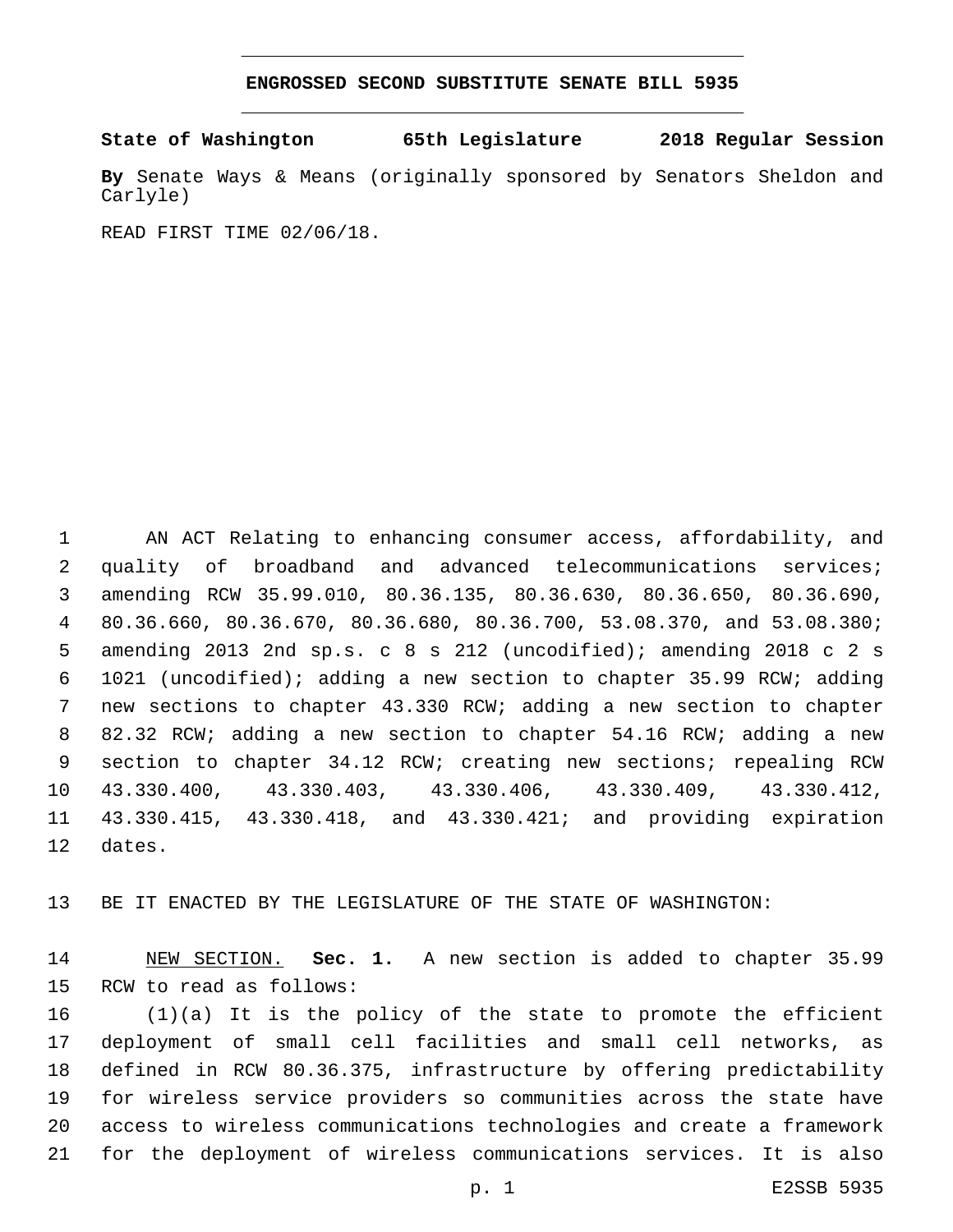# ENGROSSED SECOND SUBSTITUTE SENATE BILL 5935

**State of Washington 65th Legislature 2018 Regular Session**

**By** Senate Ways & Means (originally sponsored by Senators Sheldon and Carlyle)

READ FIRST TIME 02/06/18.

AN ACT Relating to enhancing consumer access, affordability, and quality of broadband and advanced telecommunications services; amending RCW 35.99.010, 80.36.135, 80.36.630, 80.36.650, 80.36.690, 80.36.660, 80.36.670, 80.36.680, 80.36.700, 53.08.370, and 53.08.380; amending 2013 2nd sp.s. c 8 s 212 (uncodified); amending 2018 c 2 s 1021 (uncodified); adding a new section to chapter 35.99 RCW; adding new sections to chapter 43.330 RCW; adding a new section to chapter 82.32 RCW; adding a new section to chapter 54.16 RCW; adding a new section to chapter 34.12 RCW; creating new sections; repealing RCW 43.330.400, 43.330.403, 43.330.406, 43.330.409, 43.330.412, 43.330.415, 43.330.418, and 43.330.421; and providing expiration dates.

BE IT ENACTED BY THE LEGISLATURE OF THE STATE OF WASHINGTON:

NEW SECTION. **Sec. 1.** A new section is added to chapter 35.99 RCW to read as follows:

(1)(a) It is the policy of the state to promote the efficient deployment of small cell facilities and small cell networks, as defined in RCW 80.36.375, infrastructure by offering predictability for wireless service providers so communities across the state have access to wireless communications technologies and create a framework for the deployment of wireless communications services. It is also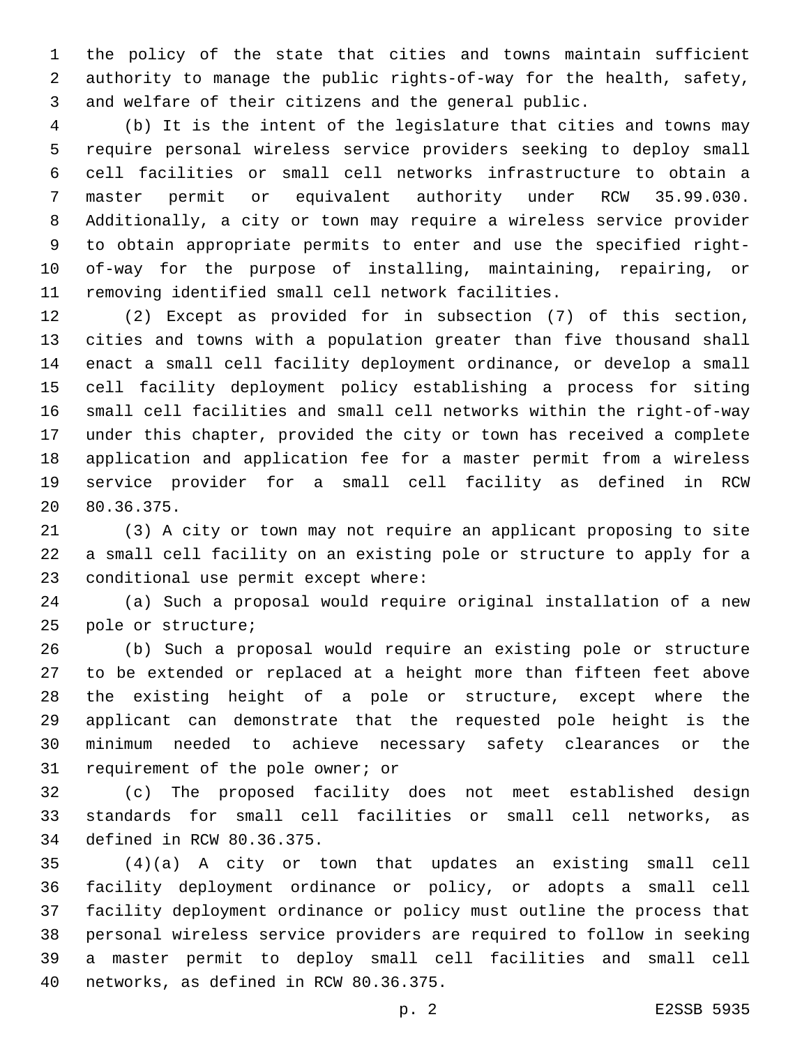the policy of the state that cities and towns maintain sufficient authority to manage the public rights-of-way for the health, safety, and welfare of their citizens and the general public.

(b) It is the intent of the legislature that cities and towns may require personal wireless service providers seeking to deploy small cell facilities or small cell networks infrastructure to obtain a master permit or equivalent authority under RCW 35.99.030. Additionally, a city or town may require a wireless service provider to obtain appropriate permits to enter and use the specified right-of-way for the purpose of installing, maintaining, repairing, or removing identified small cell network facilities.

(2) Except as provided for in subsection (7) of this section, cities and towns with a population greater than five thousand shall enact a small cell facility deployment ordinance, or develop a small cell facility deployment policy establishing a process for siting small cell facilities and small cell networks within the right-of-way under this chapter, provided the city or town has received a complete application and application fee for a master permit from a wireless service provider for a small cell facility as defined in RCW 80.36.375.

(3) A city or town may not require an applicant proposing to site a small cell facility on an existing pole or structure to apply for a conditional use permit except where:

(a) Such a proposal would require original installation of a new pole or structure;

(b) Such a proposal would require an existing pole or structure to be extended or replaced at a height more than fifteen feet above the existing height of a pole or structure, except where the applicant can demonstrate that the requested pole height is the minimum needed to achieve necessary safety clearances or the requirement of the pole owner; or

(c) The proposed facility does not meet established design standards for small cell facilities or small cell networks, as defined in RCW 80.36.375.

(4)(a) A city or town that updates an existing small cell facility deployment ordinance or policy, or adopts a small cell facility deployment ordinance or policy must outline the process that personal wireless service providers are required to follow in seeking a master permit to deploy small cell facilities and small cell networks, as defined in RCW 80.36.375.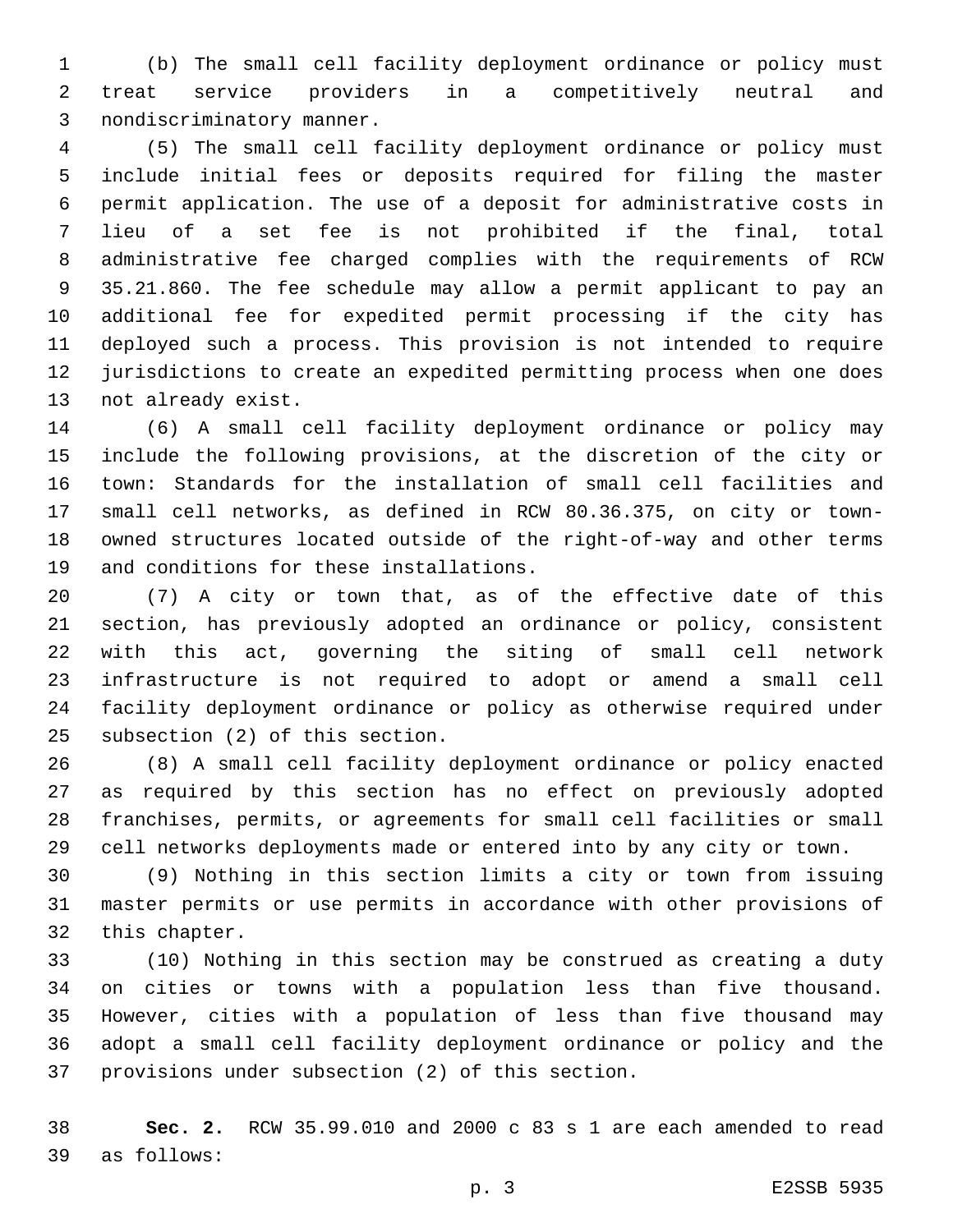(b) The small cell facility deployment ordinance or policy must treat service providers in a competitively neutral and nondiscriminatory manner.

(5) The small cell facility deployment ordinance or policy must include initial fees or deposits required for filing the master permit application. The use of a deposit for administrative costs in lieu of a set fee is not prohibited if the final, total administrative fee charged complies with the requirements of RCW 35.21.860. The fee schedule may allow a permit applicant to pay an additional fee for expedited permit processing if the city has deployed such a process. This provision is not intended to require jurisdictions to create an expedited permitting process when one does not already exist.

(6) A small cell facility deployment ordinance or policy may include the following provisions, at the discretion of the city or town: Standards for the installation of small cell facilities and small cell networks, as defined in RCW 80.36.375, on city or town-owned structures located outside of the right-of-way and other terms and conditions for these installations.

(7) A city or town that, as of the effective date of this section, has previously adopted an ordinance or policy, consistent with this act, governing the siting of small cell network infrastructure is not required to adopt or amend a small cell facility deployment ordinance or policy as otherwise required under subsection (2) of this section.

(8) A small cell facility deployment ordinance or policy enacted as required by this section has no effect on previously adopted franchises, permits, or agreements for small cell facilities or small cell networks deployments made or entered into by any city or town.

(9) Nothing in this section limits a city or town from issuing master permits or use permits in accordance with other provisions of this chapter.

(10) Nothing in this section may be construed as creating a duty on cities or towns with a population less than five thousand. However, cities with a population of less than five thousand may adopt a small cell facility deployment ordinance or policy and the provisions under subsection (2) of this section.

**Sec. 2.** RCW 35.99.010 and 2000 c 83 s 1 are each amended to read as follows: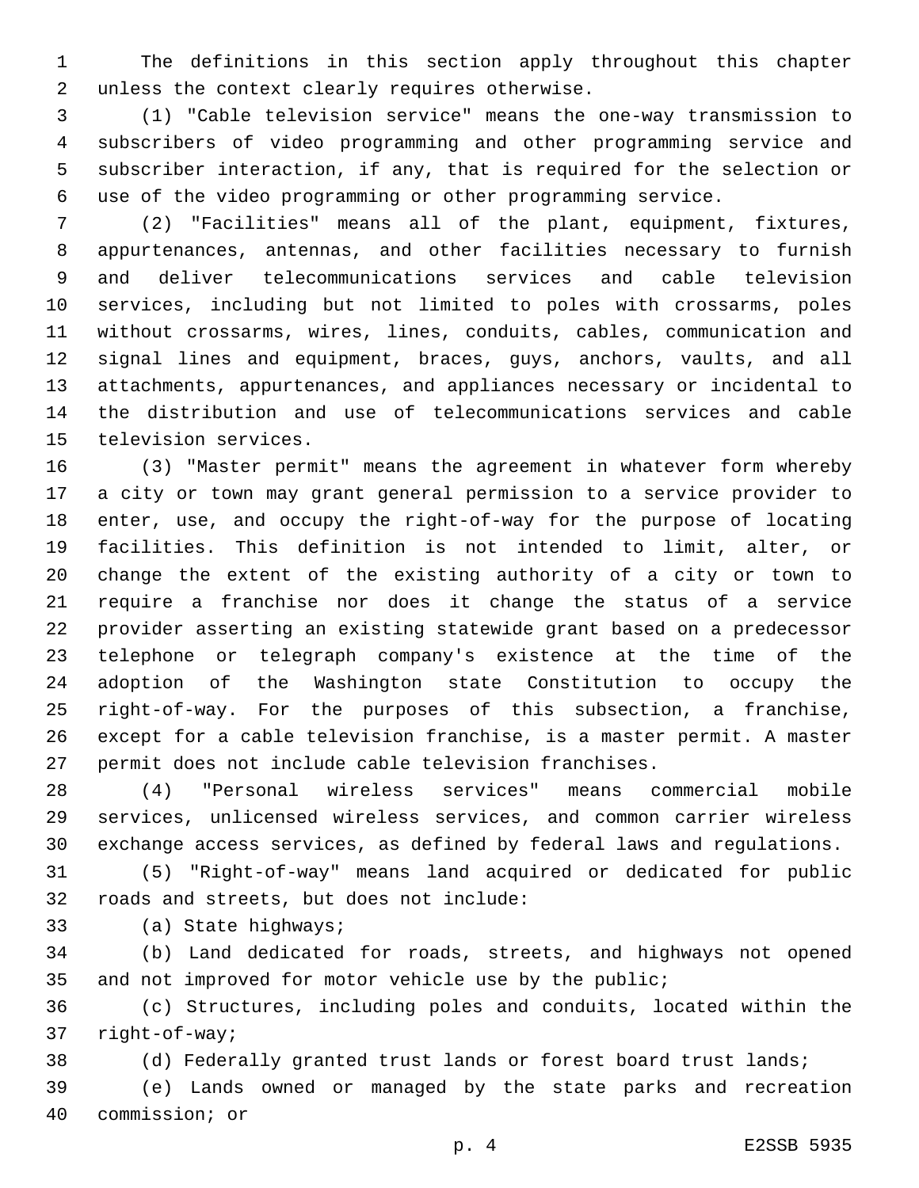The definitions in this section apply throughout this chapter unless the context clearly requires otherwise.

(1) "Cable television service" means the one-way transmission to subscribers of video programming and other programming service and subscriber interaction, if any, that is required for the selection or use of the video programming or other programming service.

(2) "Facilities" means all of the plant, equipment, fixtures, appurtenances, antennas, and other facilities necessary to furnish and deliver telecommunications services and cable television services, including but not limited to poles with crossarms, poles without crossarms, wires, lines, conduits, cables, communication and signal lines and equipment, braces, guys, anchors, vaults, and all attachments, appurtenances, and appliances necessary or incidental to the distribution and use of telecommunications services and cable television services.

(3) "Master permit" means the agreement in whatever form whereby a city or town may grant general permission to a service provider to enter, use, and occupy the right-of-way for the purpose of locating facilities. This definition is not intended to limit, alter, or change the extent of the existing authority of a city or town to require a franchise nor does it change the status of a service provider asserting an existing statewide grant based on a predecessor telephone or telegraph company's existence at the time of the adoption of the Washington state Constitution to occupy the right-of-way. For the purposes of this subsection, a franchise, except for a cable television franchise, is a master permit. A master permit does not include cable television franchises.

(4) "Personal wireless services" means commercial mobile services, unlicensed wireless services, and common carrier wireless exchange access services, as defined by federal laws and regulations.

(5) "Right-of-way" means land acquired or dedicated for public roads and streets, but does not include:

(a) State highways;

(b) Land dedicated for roads, streets, and highways not opened and not improved for motor vehicle use by the public;

(c) Structures, including poles and conduits, located within the right-of-way;

(d) Federally granted trust lands or forest board trust lands;

(e) Lands owned or managed by the state parks and recreation commission; or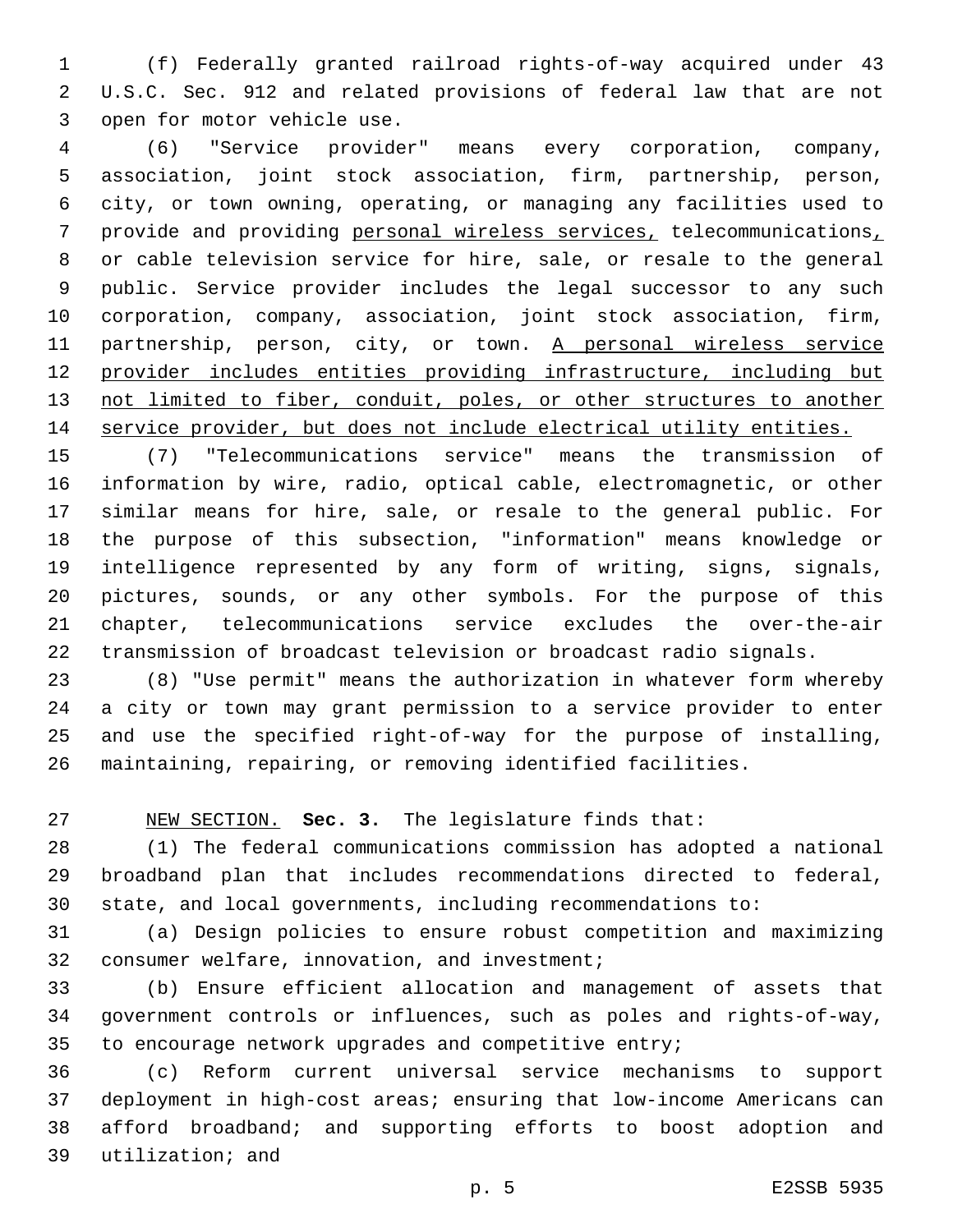(f) Federally granted railroad rights-of-way acquired under 43 U.S.C. Sec. 912 and related provisions of federal law that are not open for motor vehicle use.

(6) "Service provider" means every corporation, company, association, joint stock association, firm, partnership, person, city, or town owning, operating, or managing any facilities used to provide and providing <u>personal wireless services,</u> telecommunications<u>,</u> or cable television service for hire, sale, or resale to the general public. Service provider includes the legal successor to any such corporation, company, association, joint stock association, firm, partnership, person, city, or town. <u>A personal wireless service provider includes entities providing infrastructure, including but not limited to fiber, conduit, poles, or other structures to another service provider, but does not include electrical utility entities.</u>

(7) "Telecommunications service" means the transmission of information by wire, radio, optical cable, electromagnetic, or other similar means for hire, sale, or resale to the general public. For the purpose of this subsection, "information" means knowledge or intelligence represented by any form of writing, signs, signals, pictures, sounds, or any other symbols. For the purpose of this chapter, telecommunications service excludes the over-the-air transmission of broadcast television or broadcast radio signals.

(8) "Use permit" means the authorization in whatever form whereby a city or town may grant permission to a service provider to enter and use the specified right-of-way for the purpose of installing, maintaining, repairing, or removing identified facilities.

<u>NEW SECTION.</u> **Sec. 3.** The legislature finds that:

(1) The federal communications commission has adopted a national broadband plan that includes recommendations directed to federal, state, and local governments, including recommendations to:

(a) Design policies to ensure robust competition and maximizing consumer welfare, innovation, and investment;

(b) Ensure efficient allocation and management of assets that government controls or influences, such as poles and rights-of-way, to encourage network upgrades and competitive entry;

(c) Reform current universal service mechanisms to support deployment in high-cost areas; ensuring that low-income Americans can afford broadband; and supporting efforts to boost adoption and utilization; and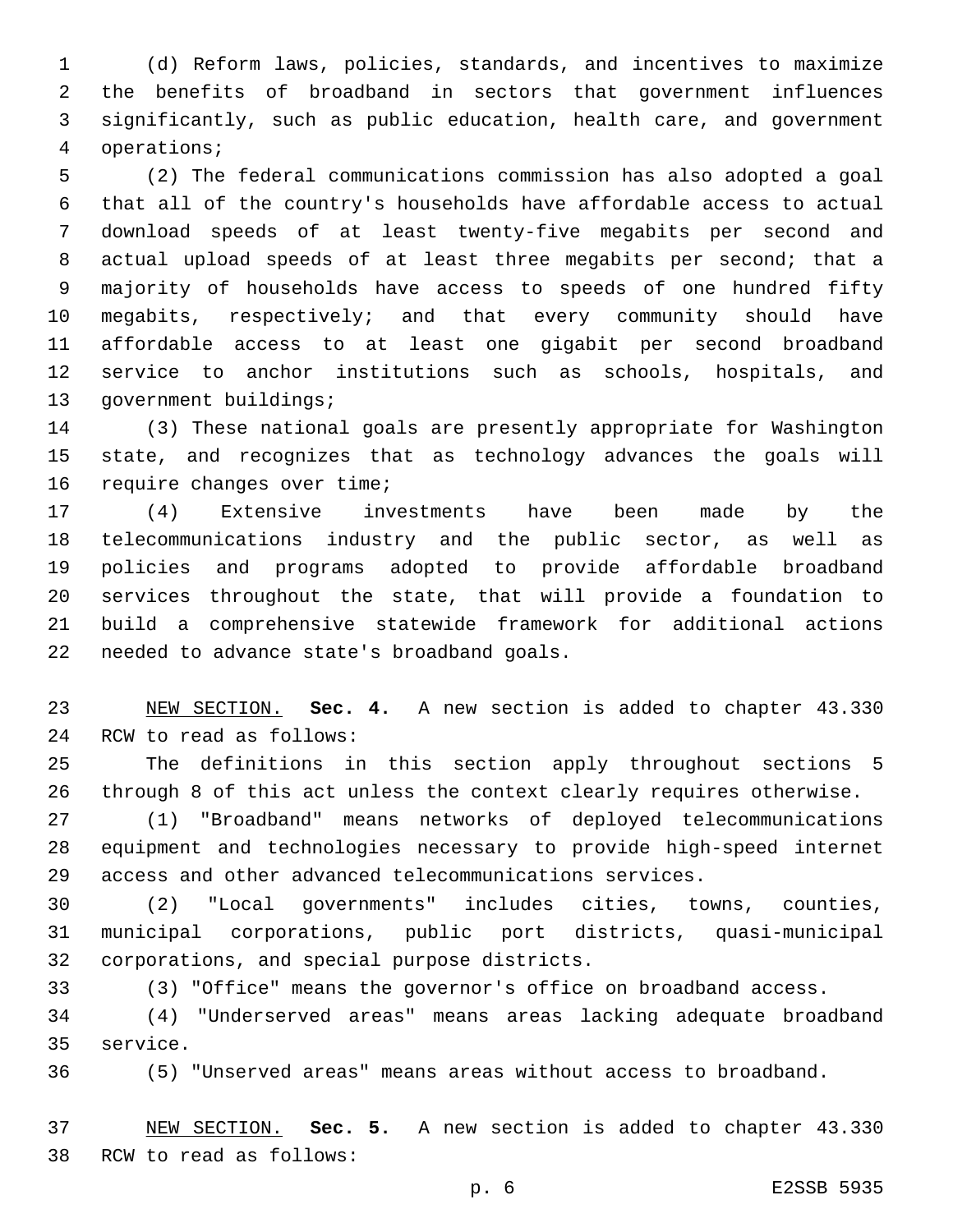(d) Reform laws, policies, standards, and incentives to maximize the benefits of broadband in sectors that government influences significantly, such as public education, health care, and government operations;

(2) The federal communications commission has also adopted a goal that all of the country's households have affordable access to actual download speeds of at least twenty-five megabits per second and actual upload speeds of at least three megabits per second; that a majority of households have access to speeds of one hundred fifty megabits, respectively; and that every community should have affordable access to at least one gigabit per second broadband service to anchor institutions such as schools, hospitals, and government buildings;

(3) These national goals are presently appropriate for Washington state, and recognizes that as technology advances the goals will require changes over time;

(4) Extensive investments have been made by the telecommunications industry and the public sector, as well as policies and programs adopted to provide affordable broadband services throughout the state, that will provide a foundation to build a comprehensive statewide framework for additional actions needed to advance state's broadband goals.

NEW SECTION. **Sec. 4.** A new section is added to chapter 43.330 RCW to read as follows:

The definitions in this section apply throughout sections 5 through 8 of this act unless the context clearly requires otherwise.

(1) "Broadband" means networks of deployed telecommunications equipment and technologies necessary to provide high-speed internet access and other advanced telecommunications services.

(2) "Local governments" includes cities, towns, counties, municipal corporations, public port districts, quasi-municipal corporations, and special purpose districts.

(3) "Office" means the governor's office on broadband access.

(4) "Underserved areas" means areas lacking adequate broadband service.

(5) "Unserved areas" means areas without access to broadband.

NEW SECTION. **Sec. 5.** A new section is added to chapter 43.330 RCW to read as follows: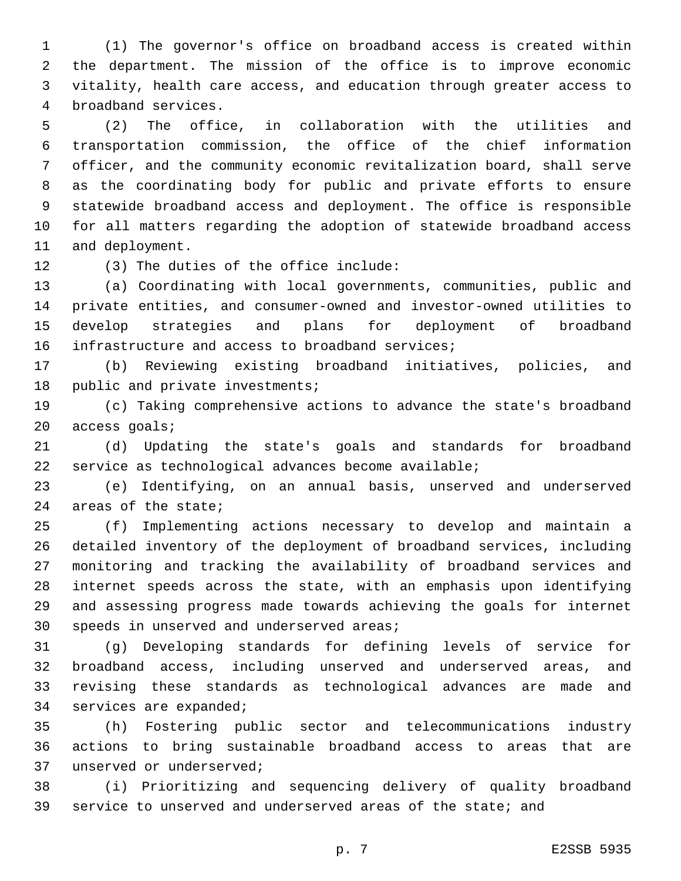(1) The governor's office on broadband access is created within the department. The mission of the office is to improve economic vitality, health care access, and education through greater access to broadband services.

(2) The office, in collaboration with the utilities and transportation commission, the office of the chief information officer, and the community economic revitalization board, shall serve as the coordinating body for public and private efforts to ensure statewide broadband access and deployment. The office is responsible for all matters regarding the adoption of statewide broadband access and deployment.

(3) The duties of the office include:

(a) Coordinating with local governments, communities, public and private entities, and consumer-owned and investor-owned utilities to develop strategies and plans for deployment of broadband infrastructure and access to broadband services;

(b) Reviewing existing broadband initiatives, policies, and public and private investments;

(c) Taking comprehensive actions to advance the state's broadband access goals;

(d) Updating the state's goals and standards for broadband service as technological advances become available;

(e) Identifying, on an annual basis, unserved and underserved areas of the state;

(f) Implementing actions necessary to develop and maintain a detailed inventory of the deployment of broadband services, including monitoring and tracking the availability of broadband services and internet speeds across the state, with an emphasis upon identifying and assessing progress made towards achieving the goals for internet speeds in unserved and underserved areas;

(g) Developing standards for defining levels of service for broadband access, including unserved and underserved areas, and revising these standards as technological advances are made and services are expanded;

(h) Fostering public sector and telecommunications industry actions to bring sustainable broadband access to areas that are unserved or underserved;

(i) Prioritizing and sequencing delivery of quality broadband service to unserved and underserved areas of the state; and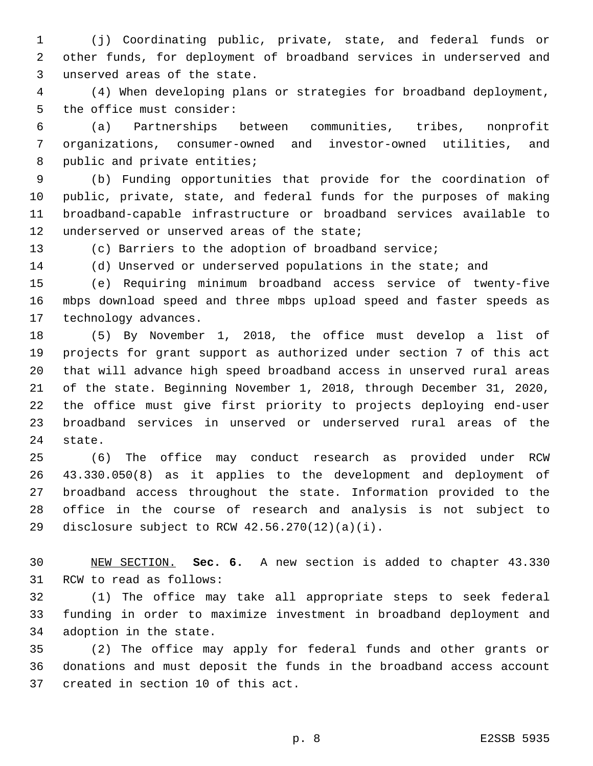(j) Coordinating public, private, state, and federal funds or other funds, for deployment of broadband services in underserved and unserved areas of the state.

(4) When developing plans or strategies for broadband deployment, the office must consider:

(a) Partnerships between communities, tribes, nonprofit organizations, consumer-owned and investor-owned utilities, and public and private entities;

(b) Funding opportunities that provide for the coordination of public, private, state, and federal funds for the purposes of making broadband-capable infrastructure or broadband services available to underserved or unserved areas of the state;

(c) Barriers to the adoption of broadband service;

(d) Unserved or underserved populations in the state; and

(e) Requiring minimum broadband access service of twenty-five mbps download speed and three mbps upload speed and faster speeds as technology advances.

(5) By November 1, 2018, the office must develop a list of projects for grant support as authorized under section 7 of this act that will advance high speed broadband access in unserved rural areas of the state. Beginning November 1, 2018, through December 31, 2020, the office must give first priority to projects deploying end-user broadband services in unserved or underserved rural areas of the state.

(6) The office may conduct research as provided under RCW 43.330.050(8) as it applies to the development and deployment of broadband access throughout the state. Information provided to the office in the course of research and analysis is not subject to disclosure subject to RCW 42.56.270(12)(a)(i).

NEW SECTION. **Sec. 6.** A new section is added to chapter 43.330 RCW to read as follows:

(1) The office may take all appropriate steps to seek federal funding in order to maximize investment in broadband deployment and adoption in the state.

(2) The office may apply for federal funds and other grants or donations and must deposit the funds in the broadband access account created in section 10 of this act.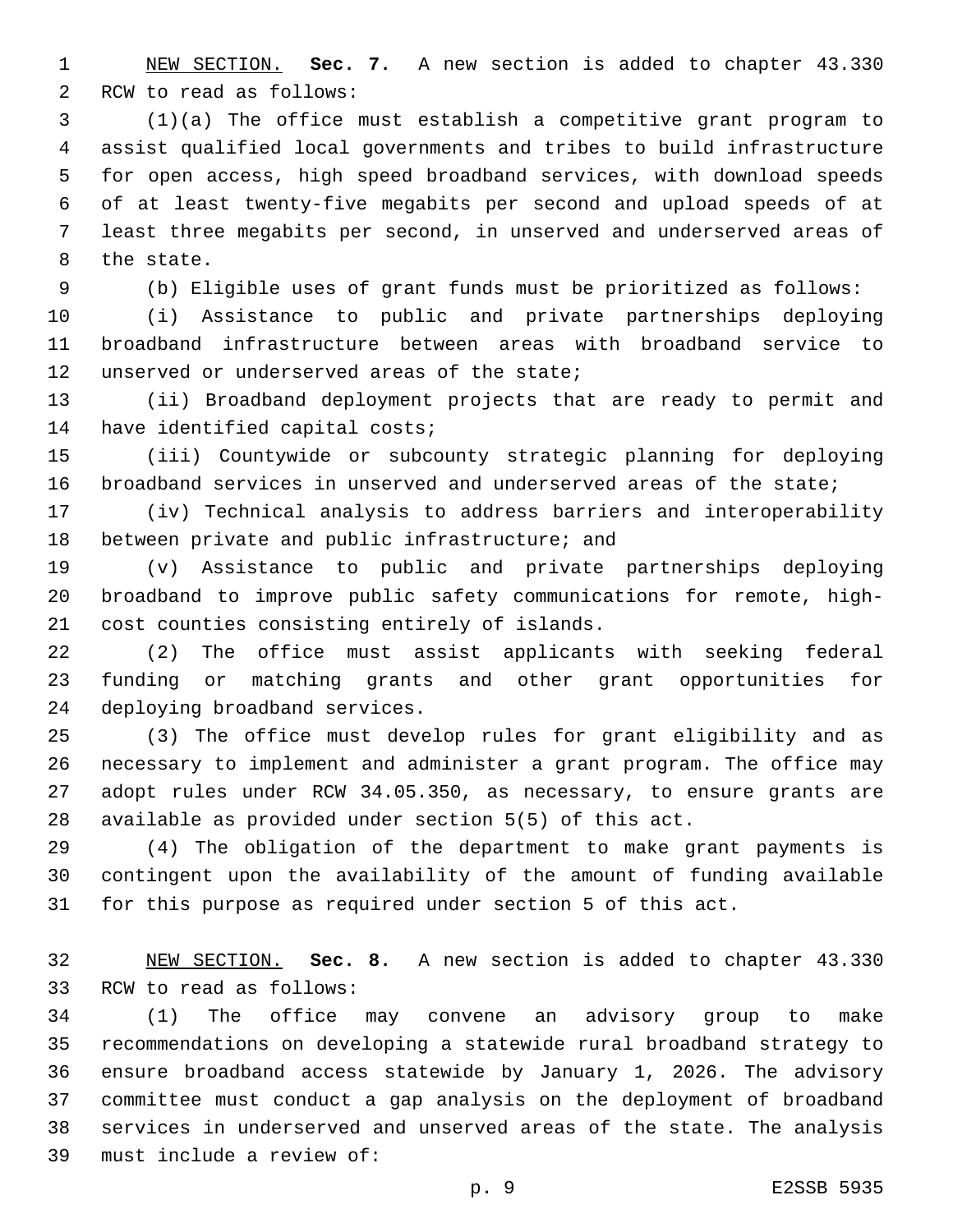NEW SECTION. **Sec. 7.** A new section is added to chapter 43.330 RCW to read as follows:

(1)(a) The office must establish a competitive grant program to assist qualified local governments and tribes to build infrastructure for open access, high speed broadband services, with download speeds of at least twenty-five megabits per second and upload speeds of at least three megabits per second, in unserved and underserved areas of the state.

(b) Eligible uses of grant funds must be prioritized as follows:

(i) Assistance to public and private partnerships deploying broadband infrastructure between areas with broadband service to unserved or underserved areas of the state;

(ii) Broadband deployment projects that are ready to permit and have identified capital costs;

(iii) Countywide or subcounty strategic planning for deploying broadband services in unserved and underserved areas of the state;

(iv) Technical analysis to address barriers and interoperability between private and public infrastructure; and

(v) Assistance to public and private partnerships deploying broadband to improve public safety communications for remote, high-cost counties consisting entirely of islands.

(2) The office must assist applicants with seeking federal funding or matching grants and other grant opportunities for deploying broadband services.

(3) The office must develop rules for grant eligibility and as necessary to implement and administer a grant program. The office may adopt rules under RCW 34.05.350, as necessary, to ensure grants are available as provided under section 5(5) of this act.

(4) The obligation of the department to make grant payments is contingent upon the availability of the amount of funding available for this purpose as required under section 5 of this act.

NEW SECTION. **Sec. 8.** A new section is added to chapter 43.330 RCW to read as follows:

(1) The office may convene an advisory group to make recommendations on developing a statewide rural broadband strategy to ensure broadband access statewide by January 1, 2026. The advisory committee must conduct a gap analysis on the deployment of broadband services in underserved and unserved areas of the state. The analysis must include a review of: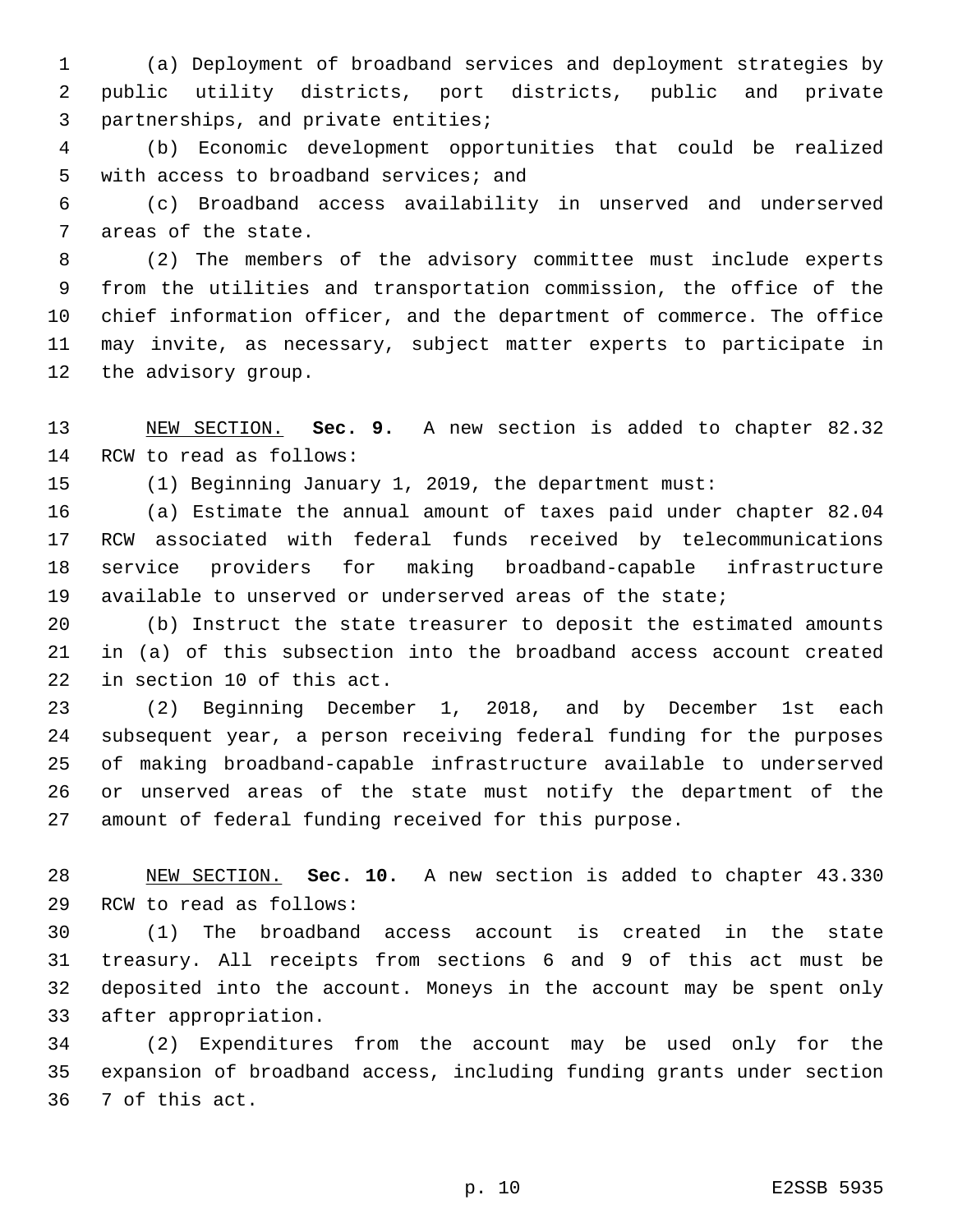(a) Deployment of broadband services and deployment strategies by public utility districts, port districts, public and private partnerships, and private entities;

(b) Economic development opportunities that could be realized with access to broadband services; and

(c) Broadband access availability in unserved and underserved areas of the state.

(2) The members of the advisory committee must include experts from the utilities and transportation commission, the office of the chief information officer, and the department of commerce. The office may invite, as necessary, subject matter experts to participate in the advisory group.

NEW SECTION. **Sec. 9.** A new section is added to chapter 82.32 RCW to read as follows:

(1) Beginning January 1, 2019, the department must:

(a) Estimate the annual amount of taxes paid under chapter 82.04 RCW associated with federal funds received by telecommunications service providers for making broadband-capable infrastructure available to unserved or underserved areas of the state;

(b) Instruct the state treasurer to deposit the estimated amounts in (a) of this subsection into the broadband access account created in section 10 of this act.

(2) Beginning December 1, 2018, and by December 1st each subsequent year, a person receiving federal funding for the purposes of making broadband-capable infrastructure available to underserved or unserved areas of the state must notify the department of the amount of federal funding received for this purpose.

NEW SECTION. **Sec. 10.** A new section is added to chapter 43.330 RCW to read as follows:

(1) The broadband access account is created in the state treasury. All receipts from sections 6 and 9 of this act must be deposited into the account. Moneys in the account may be spent only after appropriation.

(2) Expenditures from the account may be used only for the expansion of broadband access, including funding grants under section 7 of this act.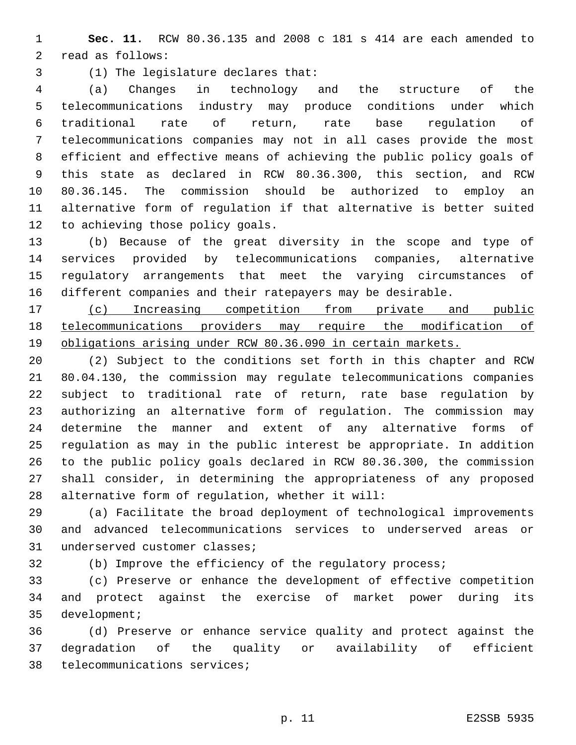**Sec. 11.** RCW 80.36.135 and 2008 c 181 s 414 are each amended to read as follows:

(1) The legislature declares that:

(a) Changes in technology and the structure of the telecommunications industry may produce conditions under which traditional rate of return, rate base regulation of telecommunications companies may not in all cases provide the most efficient and effective means of achieving the public policy goals of this state as declared in RCW 80.36.300, this section, and RCW 80.36.145. The commission should be authorized to employ an alternative form of regulation if that alternative is better suited to achieving those policy goals.

(b) Because of the great diversity in the scope and type of services provided by telecommunications companies, alternative regulatory arrangements that meet the varying circumstances of different companies and their ratepayers may be desirable.

<u>(c) Increasing competition from private and public telecommunications providers may require the modification of obligations arising under RCW 80.36.090 in certain markets.</u>

(2) Subject to the conditions set forth in this chapter and RCW 80.04.130, the commission may regulate telecommunications companies subject to traditional rate of return, rate base regulation by authorizing an alternative form of regulation. The commission may determine the manner and extent of any alternative forms of regulation as may in the public interest be appropriate. In addition to the public policy goals declared in RCW 80.36.300, the commission shall consider, in determining the appropriateness of any proposed alternative form of regulation, whether it will:

(a) Facilitate the broad deployment of technological improvements and advanced telecommunications services to underserved areas or underserved customer classes;

(b) Improve the efficiency of the regulatory process;

(c) Preserve or enhance the development of effective competition and protect against the exercise of market power during its development;

(d) Preserve or enhance service quality and protect against the degradation of the quality or availability of efficient telecommunications services;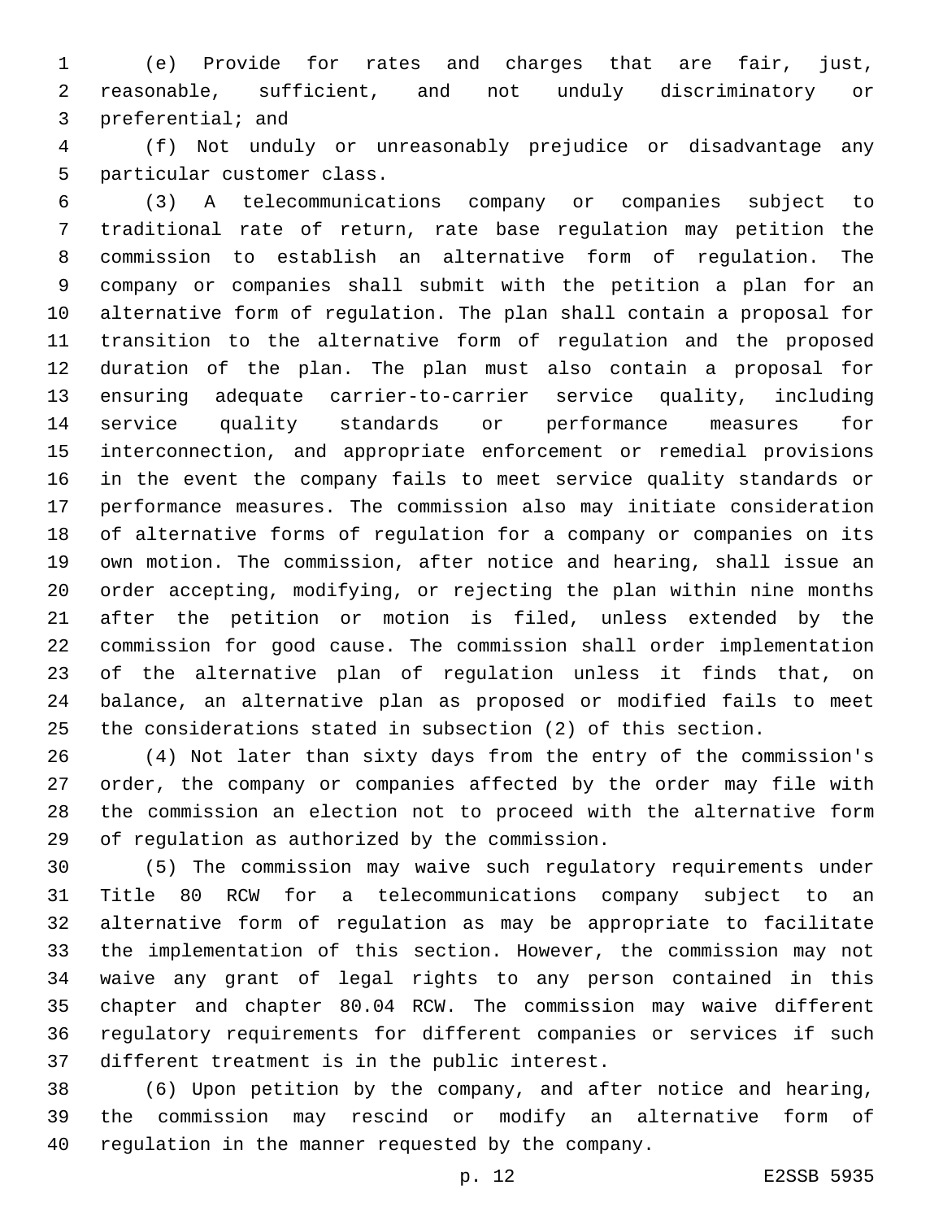(e) Provide for rates and charges that are fair, just, reasonable, sufficient, and not unduly discriminatory or preferential; and

(f) Not unduly or unreasonably prejudice or disadvantage any particular customer class.

(3) A telecommunications company or companies subject to traditional rate of return, rate base regulation may petition the commission to establish an alternative form of regulation. The company or companies shall submit with the petition a plan for an alternative form of regulation. The plan shall contain a proposal for transition to the alternative form of regulation and the proposed duration of the plan. The plan must also contain a proposal for ensuring adequate carrier-to-carrier service quality, including service quality standards or performance measures for interconnection, and appropriate enforcement or remedial provisions in the event the company fails to meet service quality standards or performance measures. The commission also may initiate consideration of alternative forms of regulation for a company or companies on its own motion. The commission, after notice and hearing, shall issue an order accepting, modifying, or rejecting the plan within nine months after the petition or motion is filed, unless extended by the commission for good cause. The commission shall order implementation of the alternative plan of regulation unless it finds that, on balance, an alternative plan as proposed or modified fails to meet the considerations stated in subsection (2) of this section.

(4) Not later than sixty days from the entry of the commission's order, the company or companies affected by the order may file with the commission an election not to proceed with the alternative form of regulation as authorized by the commission.

(5) The commission may waive such regulatory requirements under Title 80 RCW for a telecommunications company subject to an alternative form of regulation as may be appropriate to facilitate the implementation of this section. However, the commission may not waive any grant of legal rights to any person contained in this chapter and chapter 80.04 RCW. The commission may waive different regulatory requirements for different companies or services if such different treatment is in the public interest.

(6) Upon petition by the company, and after notice and hearing, the commission may rescind or modify an alternative form of regulation in the manner requested by the company.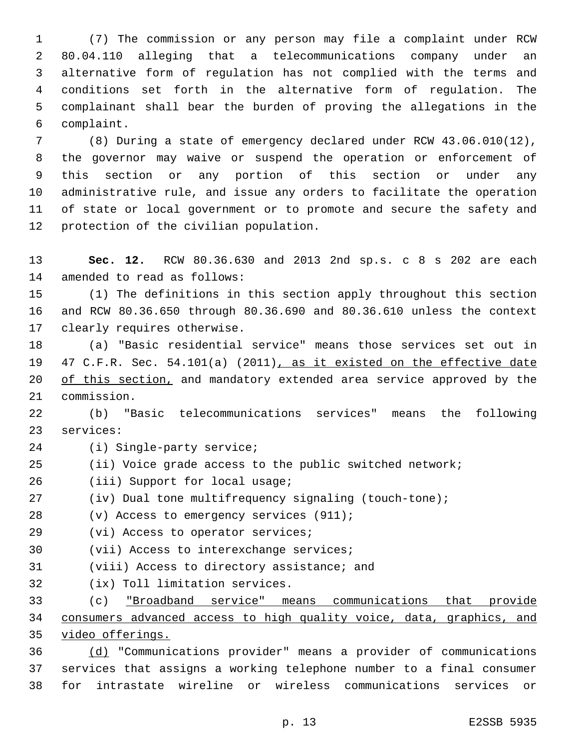(7) The commission or any person may file a complaint under RCW 80.04.110 alleging that a telecommunications company under an alternative form of regulation has not complied with the terms and conditions set forth in the alternative form of regulation. The complainant shall bear the burden of proving the allegations in the complaint.

(8) During a state of emergency declared under RCW 43.06.010(12), the governor may waive or suspend the operation or enforcement of this section or any portion of this section or under any administrative rule, and issue any orders to facilitate the operation of state or local government or to promote and secure the safety and protection of the civilian population.

**Sec. 12.** RCW 80.36.630 and 2013 2nd sp.s. c 8 s 202 are each amended to read as follows:

(1) The definitions in this section apply throughout this section and RCW 80.36.650 through 80.36.690 and 80.36.610 unless the context clearly requires otherwise.

(a) "Basic residential service" means those services set out in 47 C.F.R. Sec. 54.101(a) (2011)<u>, as it existed on the effective date of this section,</u> and mandatory extended area service approved by the commission.

(b) "Basic telecommunications services" means the following services:

(i) Single-party service;

(ii) Voice grade access to the public switched network;

(iii) Support for local usage;

(iv) Dual tone multifrequency signaling (touch-tone);

(v) Access to emergency services (911);

(vi) Access to operator services;

(vii) Access to interexchange services;

(viii) Access to directory assistance; and

(ix) Toll limitation services.

(c) <u>"Broadband service" means communications that provide consumers advanced access to high quality voice, data, graphics, and video offerings.</u>

<u>(d)</u> "Communications provider" means a provider of communications services that assigns a working telephone number to a final consumer for intrastate wireline or wireless communications services or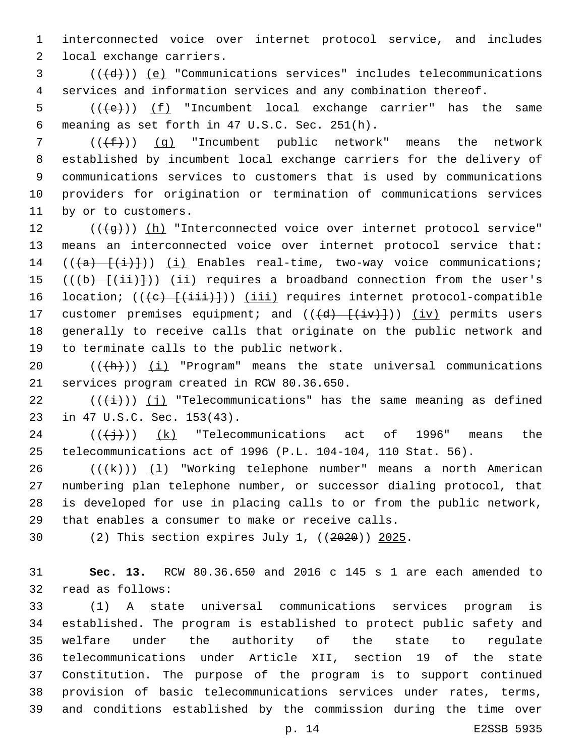interconnected voice over internet protocol service, and includes local exchange carriers.

(((d))) (e) "Communications services" includes telecommunications services and information services and any combination thereof.

(((e))) (f) "Incumbent local exchange carrier" has the same meaning as set forth in 47 U.S.C. Sec. 251(h).

(((f))) (g) "Incumbent public network" means the network established by incumbent local exchange carriers for the delivery of communications services to customers that is used by communications providers for origination or termination of communications services by or to customers.

(((g))) (h) "Interconnected voice over internet protocol service" means an interconnected voice over internet protocol service that: (((a) [(i)])) (i) Enables real-time, two-way voice communications; (((b) [(ii)])) (ii) requires a broadband connection from the user's location; (((c) [(iii)])) (iii) requires internet protocol-compatible customer premises equipment; and (((d) [(iv)])) (iv) permits users generally to receive calls that originate on the public network and to terminate calls to the public network.

(((h))) (i) "Program" means the state universal communications services program created in RCW 80.36.650.

(((i))) (j) "Telecommunications" has the same meaning as defined in 47 U.S.C. Sec. 153(43).

(((j))) (k) "Telecommunications act of 1996" means the telecommunications act of 1996 (P.L. 104-104, 110 Stat. 56).

(((k))) (l) "Working telephone number" means a north American numbering plan telephone number, or successor dialing protocol, that is developed for use in placing calls to or from the public network, that enables a consumer to make or receive calls.

(2) This section expires July 1, ((2020)) 2025.

**Sec. 13.** RCW 80.36.650 and 2016 c 145 s 1 are each amended to read as follows:

(1) A state universal communications services program is established. The program is established to protect public safety and welfare under the authority of the state to regulate telecommunications under Article XII, section 19 of the state Constitution. The purpose of the program is to support continued provision of basic telecommunications services under rates, terms, and conditions established by the commission during the time over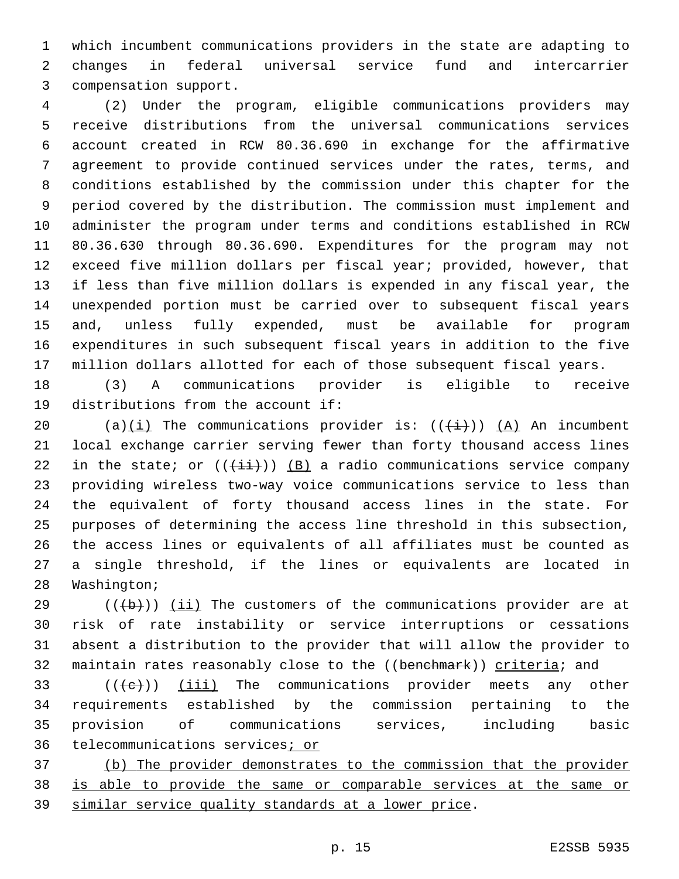which incumbent communications providers in the state are adapting to changes in federal universal service fund and intercarrier compensation support.

(2) Under the program, eligible communications providers may receive distributions from the universal communications services account created in RCW 80.36.690 in exchange for the affirmative agreement to provide continued services under the rates, terms, and conditions established by the commission under this chapter for the period covered by the distribution. The commission must implement and administer the program under terms and conditions established in RCW 80.36.630 through 80.36.690. Expenditures for the program may not exceed five million dollars per fiscal year; provided, however, that if less than five million dollars is expended in any fiscal year, the unexpended portion must be carried over to subsequent fiscal years and, unless fully expended, must be available for program expenditures in such subsequent fiscal years in addition to the five million dollars allotted for each of those subsequent fiscal years.

(3) A communications provider is eligible to receive distributions from the account if:

(a)(i) The communications provider is: ((~~(i)~~)) (A) An incumbent local exchange carrier serving fewer than forty thousand access lines in the state; or ((~~(ii)~~)) (B) a radio communications service company providing wireless two-way voice communications service to less than the equivalent of forty thousand access lines in the state. For purposes of determining the access line threshold in this subsection, the access lines or equivalents of all affiliates must be counted as a single threshold, if the lines or equivalents are located in Washington;

((~~(b)~~)) (ii) The customers of the communications provider are at risk of rate instability or service interruptions or cessations absent a distribution to the provider that will allow the provider to maintain rates reasonably close to the ((~~benchmark~~)) criteria; and

((~~(c)~~)) (iii) The communications provider meets any other requirements established by the commission pertaining to the provision of communications services, including basic telecommunications services; or

(b) The provider demonstrates to the commission that the provider is able to provide the same or comparable services at the same or similar service quality standards at a lower price.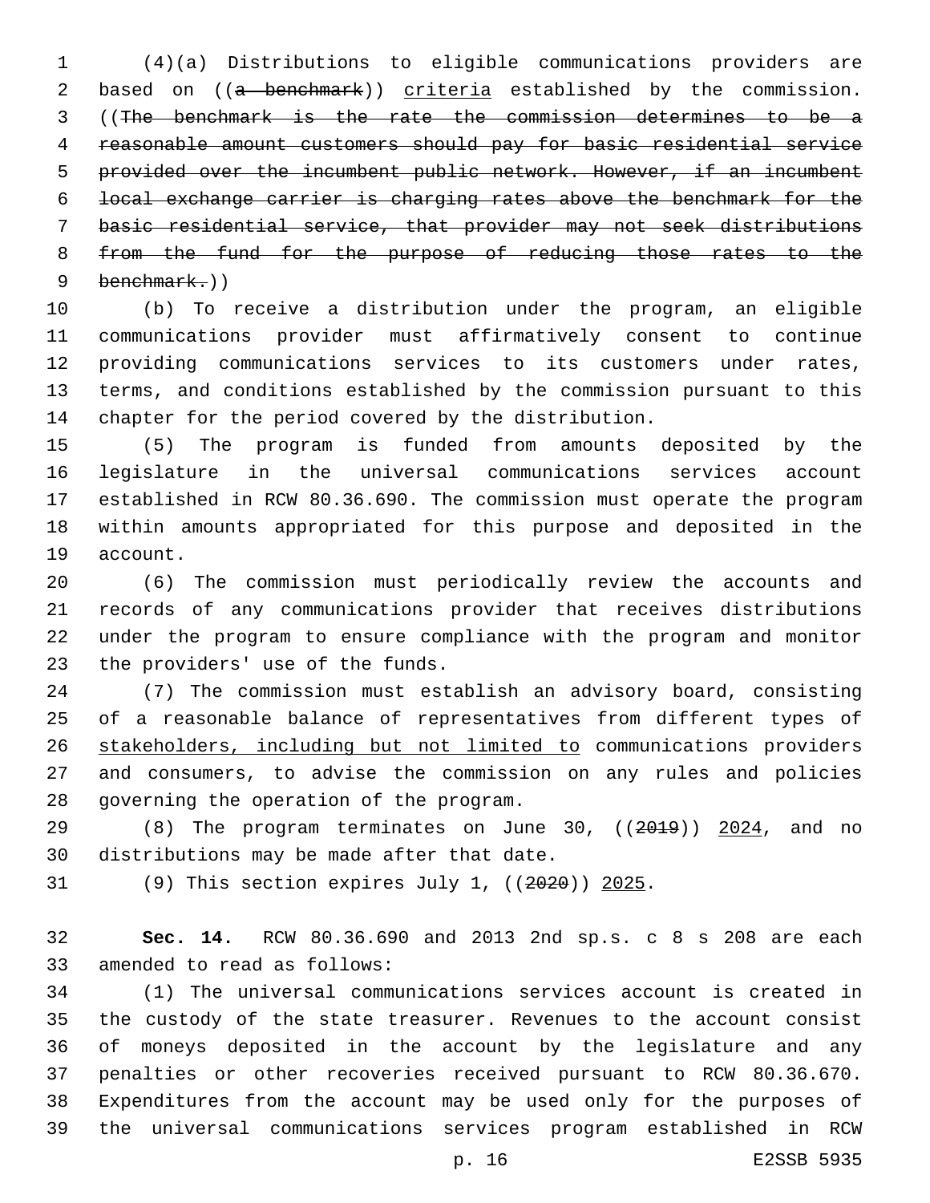(4)(a) Distributions to eligible communications providers are based on ((~~a benchmark~~)) <u>criteria</u> established by the commission. ((~~The benchmark is the rate the commission determines to be a reasonable amount customers should pay for basic residential service provided over the incumbent public network. However, if an incumbent local exchange carrier is charging rates above the benchmark for the basic residential service, that provider may not seek distributions from the fund for the purpose of reducing those rates to the benchmark.~~))

(b) To receive a distribution under the program, an eligible communications provider must affirmatively consent to continue providing communications services to its customers under rates, terms, and conditions established by the commission pursuant to this chapter for the period covered by the distribution.

(5) The program is funded from amounts deposited by the legislature in the universal communications services account established in RCW 80.36.690. The commission must operate the program within amounts appropriated for this purpose and deposited in the account.

(6) The commission must periodically review the accounts and records of any communications provider that receives distributions under the program to ensure compliance with the program and monitor the providers' use of the funds.

(7) The commission must establish an advisory board, consisting of a reasonable balance of representatives from different types of <u>stakeholders, including but not limited to</u> communications providers and consumers, to advise the commission on any rules and policies governing the operation of the program.

(8) The program terminates on June 30, ((~~2019~~)) <u>2024</u>, and no distributions may be made after that date.

(9) This section expires July 1, ((~~2020~~)) <u>2025</u>.

**Sec. 14.** RCW 80.36.690 and 2013 2nd sp.s. c 8 s 208 are each amended to read as follows:

(1) The universal communications services account is created in the custody of the state treasurer. Revenues to the account consist of moneys deposited in the account by the legislature and any penalties or other recoveries received pursuant to RCW 80.36.670. Expenditures from the account may be used only for the purposes of the universal communications services program established in RCW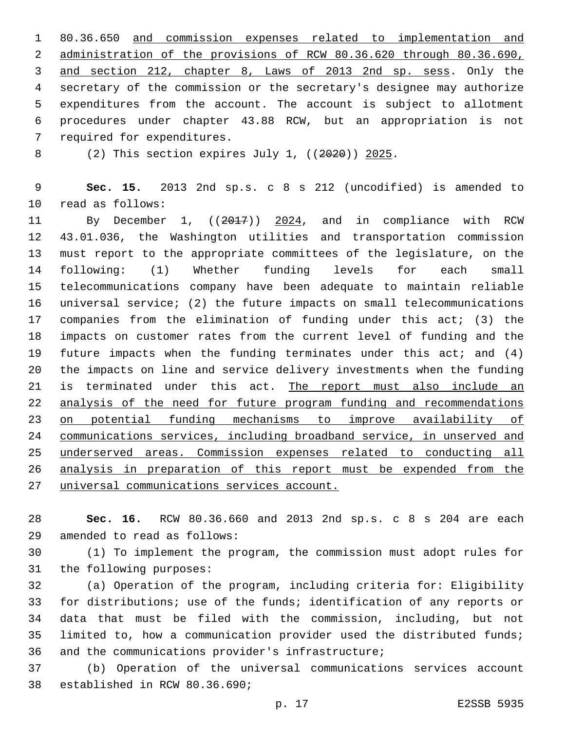80.36.650 <u>and commission expenses related to implementation and administration of the provisions of RCW 80.36.620 through 80.36.690, and section 212, chapter 8, Laws of 2013 2nd sp. sess</u>. Only the secretary of the commission or the secretary's designee may authorize expenditures from the account. The account is subject to allotment procedures under chapter 43.88 RCW, but an appropriation is not required for expenditures.

(2) This section expires July 1, ((~~2020~~)) <u>2025</u>.

**Sec. 15.** 2013 2nd sp.s. c 8 s 212 (uncodified) is amended to read as follows:

By December 1, ((~~2017~~)) <u>2024</u>, and in compliance with RCW 43.01.036, the Washington utilities and transportation commission must report to the appropriate committees of the legislature, on the following: (1) Whether funding levels for each small telecommunications company have been adequate to maintain reliable universal service; (2) the future impacts on small telecommunications companies from the elimination of funding under this act; (3) the impacts on customer rates from the current level of funding and the future impacts when the funding terminates under this act; and (4) the impacts on line and service delivery investments when the funding is terminated under this act. <u>The report must also include an analysis of the need for future program funding and recommendations on potential funding mechanisms to improve availability of communications services, including broadband service, in unserved and underserved areas. Commission expenses related to conducting all analysis in preparation of this report must be expended from the universal communications services account.</u>

**Sec. 16.** RCW 80.36.660 and 2013 2nd sp.s. c 8 s 204 are each amended to read as follows:

(1) To implement the program, the commission must adopt rules for the following purposes:

(a) Operation of the program, including criteria for: Eligibility for distributions; use of the funds; identification of any reports or data that must be filed with the commission, including, but not limited to, how a communication provider used the distributed funds; and the communications provider's infrastructure;

(b) Operation of the universal communications services account established in RCW 80.36.690;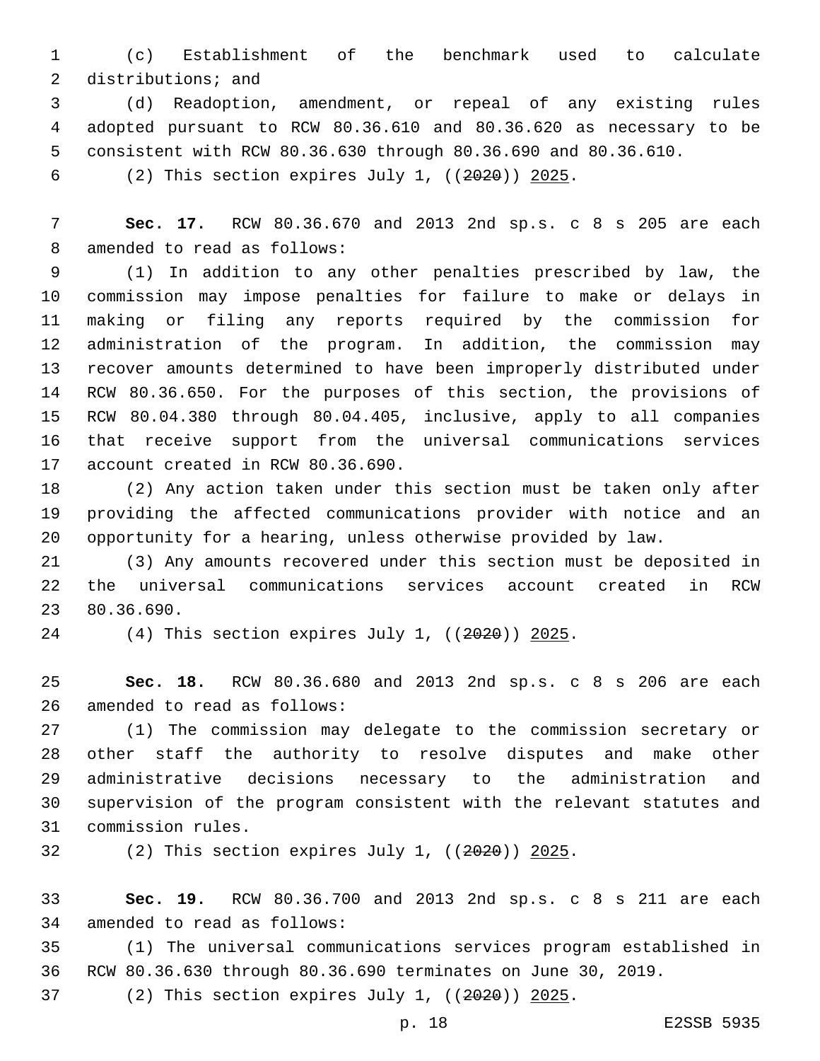(c) Establishment of the benchmark used to calculate distributions; and

(d) Readoption, amendment, or repeal of any existing rules adopted pursuant to RCW 80.36.610 and 80.36.620 as necessary to be consistent with RCW 80.36.630 through 80.36.690 and 80.36.610.

(2) This section expires July 1, ((~~2020~~)) 2025.

**Sec. 17.** RCW 80.36.670 and 2013 2nd sp.s. c 8 s 205 are each amended to read as follows:

(1) In addition to any other penalties prescribed by law, the commission may impose penalties for failure to make or delays in making or filing any reports required by the commission for administration of the program. In addition, the commission may recover amounts determined to have been improperly distributed under RCW 80.36.650. For the purposes of this section, the provisions of RCW 80.04.380 through 80.04.405, inclusive, apply to all companies that receive support from the universal communications services account created in RCW 80.36.690.

(2) Any action taken under this section must be taken only after providing the affected communications provider with notice and an opportunity for a hearing, unless otherwise provided by law.

(3) Any amounts recovered under this section must be deposited in the universal communications services account created in RCW 80.36.690.

(4) This section expires July 1, ((~~2020~~)) 2025.

**Sec. 18.** RCW 80.36.680 and 2013 2nd sp.s. c 8 s 206 are each amended to read as follows:

(1) The commission may delegate to the commission secretary or other staff the authority to resolve disputes and make other administrative decisions necessary to the administration and supervision of the program consistent with the relevant statutes and commission rules.

(2) This section expires July 1, ((~~2020~~)) 2025.

**Sec. 19.** RCW 80.36.700 and 2013 2nd sp.s. c 8 s 211 are each amended to read as follows:

(1) The universal communications services program established in RCW 80.36.630 through 80.36.690 terminates on June 30, 2019.

(2) This section expires July 1, ((~~2020~~)) 2025.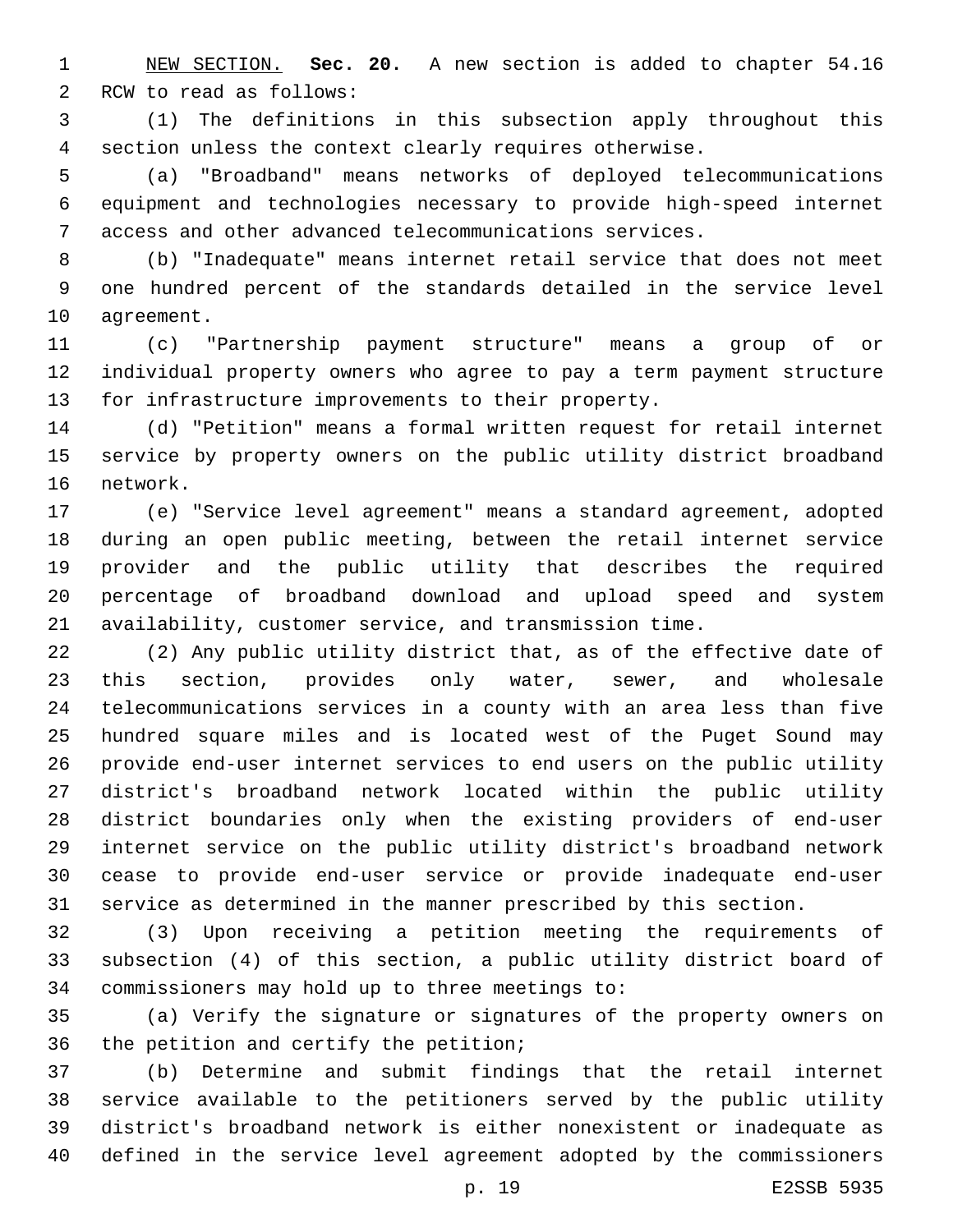NEW SECTION. **Sec. 20.** A new section is added to chapter 54.16 RCW to read as follows:

(1) The definitions in this subsection apply throughout this section unless the context clearly requires otherwise.

(a) "Broadband" means networks of deployed telecommunications equipment and technologies necessary to provide high-speed internet access and other advanced telecommunications services.

(b) "Inadequate" means internet retail service that does not meet one hundred percent of the standards detailed in the service level agreement.

(c) "Partnership payment structure" means a group of or individual property owners who agree to pay a term payment structure for infrastructure improvements to their property.

(d) "Petition" means a formal written request for retail internet service by property owners on the public utility district broadband network.

(e) "Service level agreement" means a standard agreement, adopted during an open public meeting, between the retail internet service provider and the public utility that describes the required percentage of broadband download and upload speed and system availability, customer service, and transmission time.

(2) Any public utility district that, as of the effective date of this section, provides only water, sewer, and wholesale telecommunications services in a county with an area less than five hundred square miles and is located west of the Puget Sound may provide end-user internet services to end users on the public utility district's broadband network located within the public utility district boundaries only when the existing providers of end-user internet service on the public utility district's broadband network cease to provide end-user service or provide inadequate end-user service as determined in the manner prescribed by this section.

(3) Upon receiving a petition meeting the requirements of subsection (4) of this section, a public utility district board of commissioners may hold up to three meetings to:

(a) Verify the signature or signatures of the property owners on the petition and certify the petition;

(b) Determine and submit findings that the retail internet service available to the petitioners served by the public utility district's broadband network is either nonexistent or inadequate as defined in the service level agreement adopted by the commissioners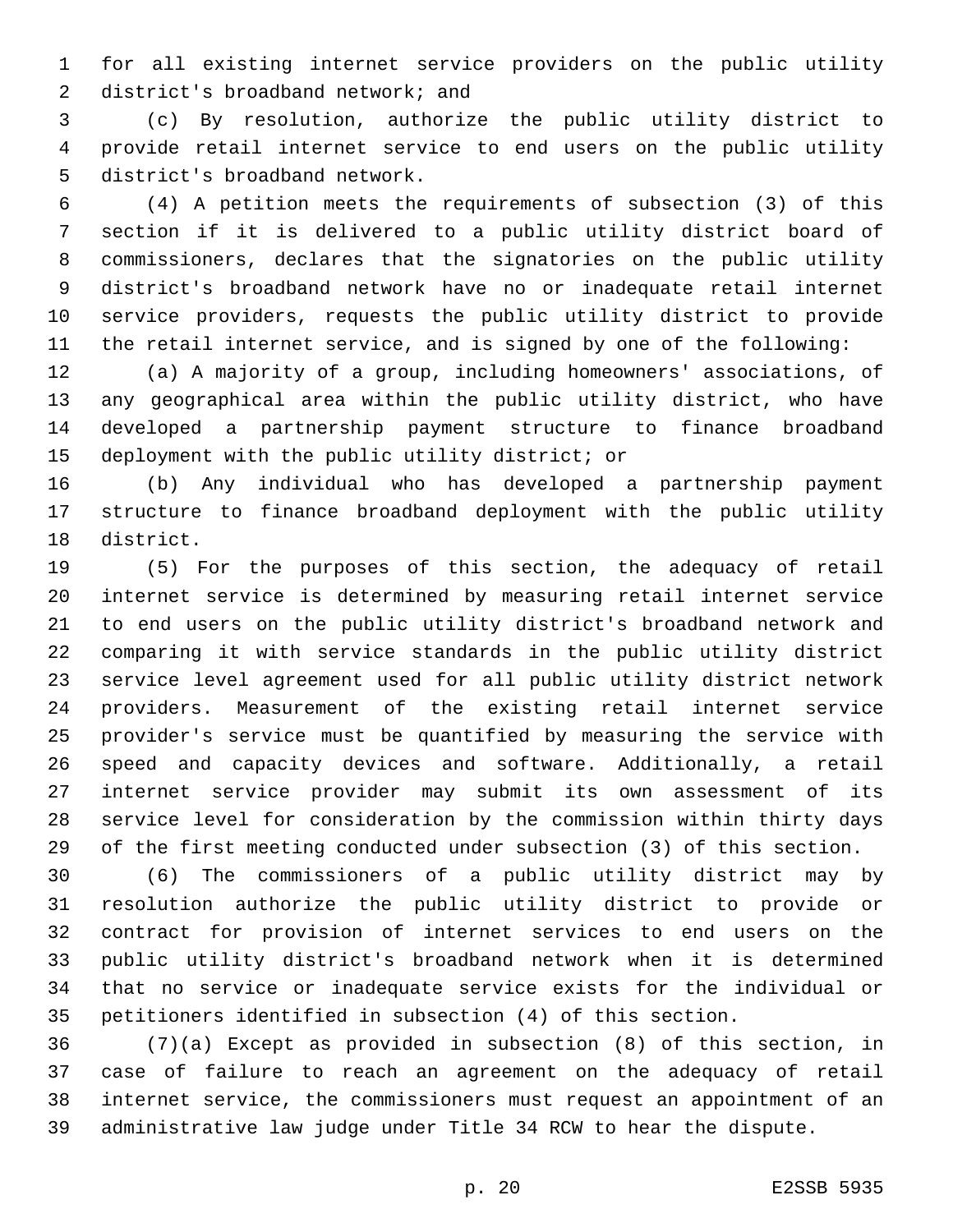for all existing internet service providers on the public utility district's broadband network; and

(c) By resolution, authorize the public utility district to provide retail internet service to end users on the public utility district's broadband network.

(4) A petition meets the requirements of subsection (3) of this section if it is delivered to a public utility district board of commissioners, declares that the signatories on the public utility district's broadband network have no or inadequate retail internet service providers, requests the public utility district to provide the retail internet service, and is signed by one of the following:

(a) A majority of a group, including homeowners' associations, of any geographical area within the public utility district, who have developed a partnership payment structure to finance broadband deployment with the public utility district; or

(b) Any individual who has developed a partnership payment structure to finance broadband deployment with the public utility district.

(5) For the purposes of this section, the adequacy of retail internet service is determined by measuring retail internet service to end users on the public utility district's broadband network and comparing it with service standards in the public utility district service level agreement used for all public utility district network providers. Measurement of the existing retail internet service provider's service must be quantified by measuring the service with speed and capacity devices and software. Additionally, a retail internet service provider may submit its own assessment of its service level for consideration by the commission within thirty days of the first meeting conducted under subsection (3) of this section.

(6) The commissioners of a public utility district may by resolution authorize the public utility district to provide or contract for provision of internet services to end users on the public utility district's broadband network when it is determined that no service or inadequate service exists for the individual or petitioners identified in subsection (4) of this section.

(7)(a) Except as provided in subsection (8) of this section, in case of failure to reach an agreement on the adequacy of retail internet service, the commissioners must request an appointment of an administrative law judge under Title 34 RCW to hear the dispute.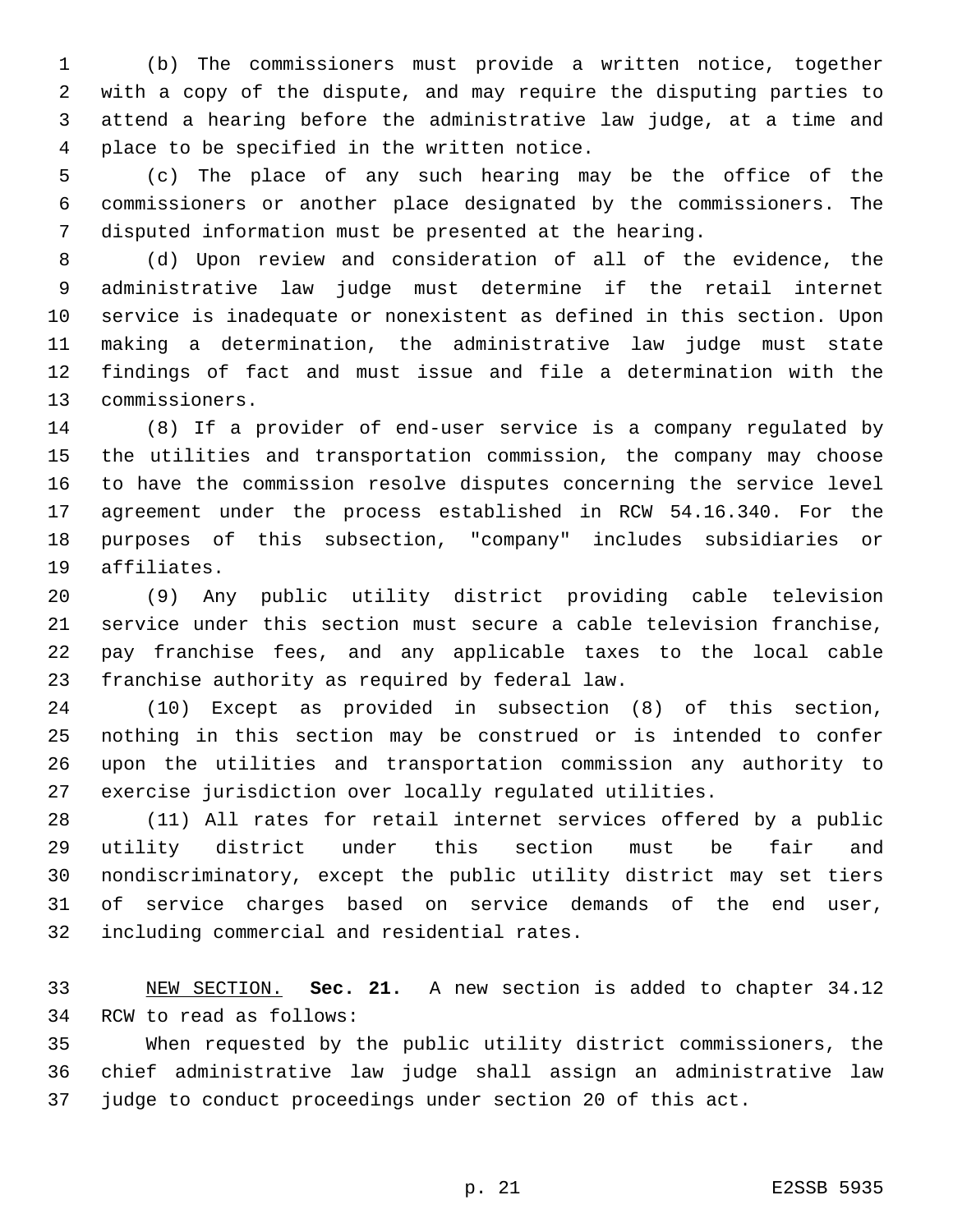(b) The commissioners must provide a written notice, together with a copy of the dispute, and may require the disputing parties to attend a hearing before the administrative law judge, at a time and place to be specified in the written notice.

(c) The place of any such hearing may be the office of the commissioners or another place designated by the commissioners. The disputed information must be presented at the hearing.

(d) Upon review and consideration of all of the evidence, the administrative law judge must determine if the retail internet service is inadequate or nonexistent as defined in this section. Upon making a determination, the administrative law judge must state findings of fact and must issue and file a determination with the commissioners.

(8) If a provider of end-user service is a company regulated by the utilities and transportation commission, the company may choose to have the commission resolve disputes concerning the service level agreement under the process established in RCW 54.16.340. For the purposes of this subsection, "company" includes subsidiaries or affiliates.

(9) Any public utility district providing cable television service under this section must secure a cable television franchise, pay franchise fees, and any applicable taxes to the local cable franchise authority as required by federal law.

(10) Except as provided in subsection (8) of this section, nothing in this section may be construed or is intended to confer upon the utilities and transportation commission any authority to exercise jurisdiction over locally regulated utilities.

(11) All rates for retail internet services offered by a public utility district under this section must be fair and nondiscriminatory, except the public utility district may set tiers of service charges based on service demands of the end user, including commercial and residential rates.

NEW SECTION. **Sec. 21.** A new section is added to chapter 34.12 RCW to read as follows:

When requested by the public utility district commissioners, the chief administrative law judge shall assign an administrative law judge to conduct proceedings under section 20 of this act.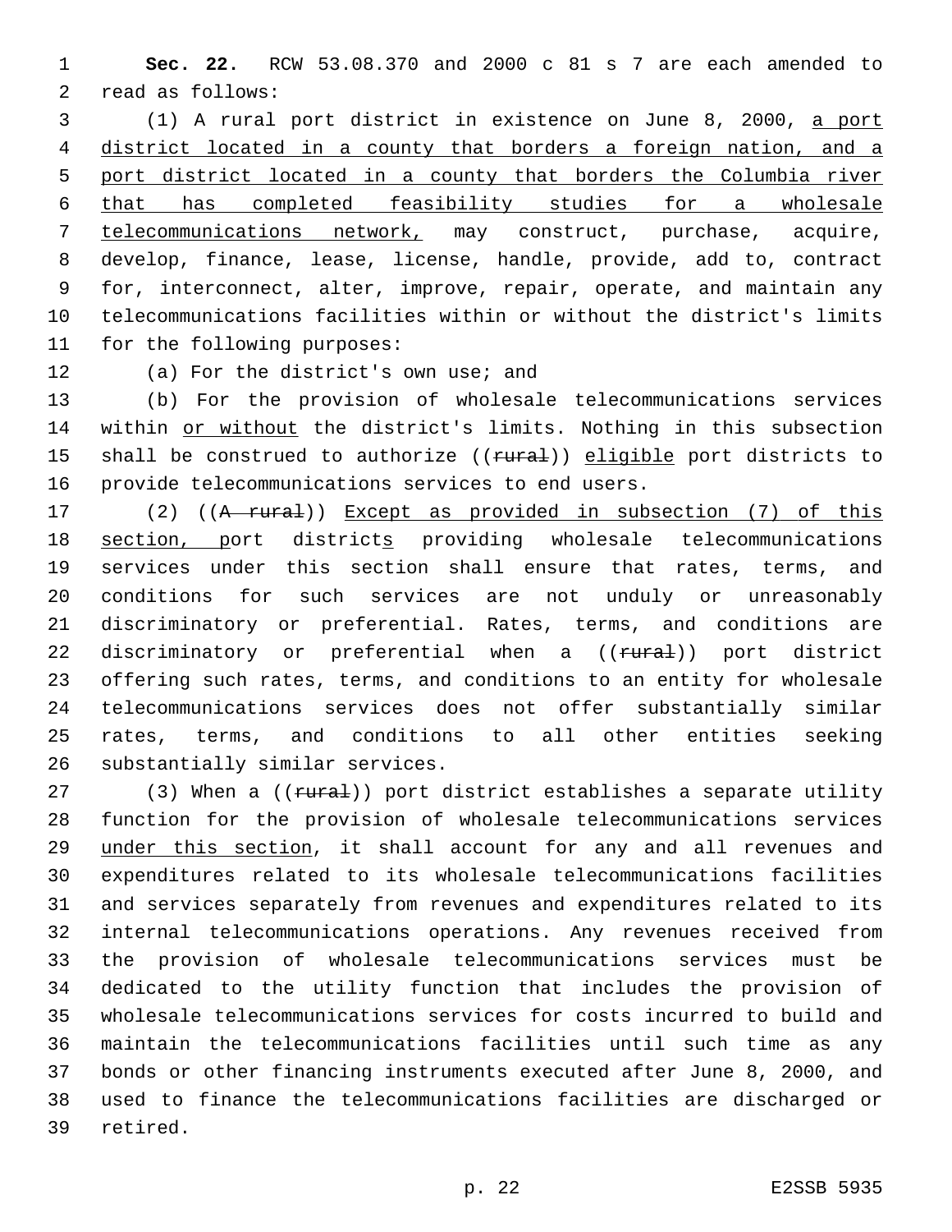**Sec. 22.** RCW 53.08.370 and 2000 c 81 s 7 are each amended to read as follows:

(1) A rural port district in existence on June 8, 2000, a port district located in a county that borders a foreign nation, and a port district located in a county that borders the Columbia river that has completed feasibility studies for a wholesale telecommunications network, may construct, purchase, acquire, develop, finance, lease, license, handle, provide, add to, contract for, interconnect, alter, improve, repair, operate, and maintain any telecommunications facilities within or without the district's limits for the following purposes:

(a) For the district's own use; and

(b) For the provision of wholesale telecommunications services within or without the district's limits. Nothing in this subsection shall be construed to authorize ((~~rural~~)) eligible port districts to provide telecommunications services to end users.

(2) ((~~A rural~~)) Except as provided in subsection (7) of this section, port districts providing wholesale telecommunications services under this section shall ensure that rates, terms, and conditions for such services are not unduly or unreasonably discriminatory or preferential. Rates, terms, and conditions are discriminatory or preferential when a ((~~rural~~)) port district offering such rates, terms, and conditions to an entity for wholesale telecommunications services does not offer substantially similar rates, terms, and conditions to all other entities seeking substantially similar services.

(3) When a ((~~rural~~)) port district establishes a separate utility function for the provision of wholesale telecommunications services under this section, it shall account for any and all revenues and expenditures related to its wholesale telecommunications facilities and services separately from revenues and expenditures related to its internal telecommunications operations. Any revenues received from the provision of wholesale telecommunications services must be dedicated to the utility function that includes the provision of wholesale telecommunications services for costs incurred to build and maintain the telecommunications facilities until such time as any bonds or other financing instruments executed after June 8, 2000, and used to finance the telecommunications facilities are discharged or retired.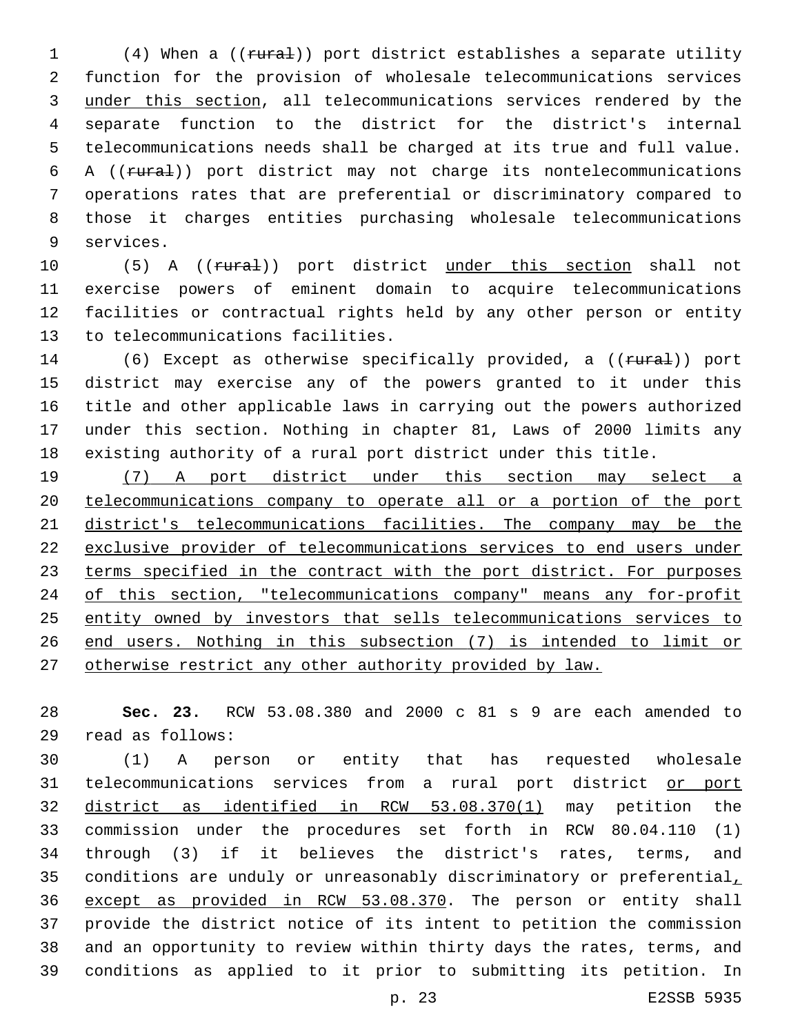(4) When a ((~~rural~~)) port district establishes a separate utility function for the provision of wholesale telecommunications services <u>under this section</u>, all telecommunications services rendered by the separate function to the district for the district's internal telecommunications needs shall be charged at its true and full value. A ((~~rural~~)) port district may not charge its nontelecommunications operations rates that are preferential or discriminatory compared to those it charges entities purchasing wholesale telecommunications services.

(5) A ((~~rural~~)) port district <u>under this section</u> shall not exercise powers of eminent domain to acquire telecommunications facilities or contractual rights held by any other person or entity to telecommunications facilities.

(6) Except as otherwise specifically provided, a ((~~rural~~)) port district may exercise any of the powers granted to it under this title and other applicable laws in carrying out the powers authorized under this section. Nothing in chapter 81, Laws of 2000 limits any existing authority of a rural port district under this title.

<u>(7) A port district under this section may select a telecommunications company to operate all or a portion of the port district's telecommunications facilities. The company may be the exclusive provider of telecommunications services to end users under terms specified in the contract with the port district. For purposes of this section, "telecommunications company" means any for-profit entity owned by investors that sells telecommunications services to end users. Nothing in this subsection (7) is intended to limit or otherwise restrict any other authority provided by law.</u>

**Sec. 23.** RCW 53.08.380 and 2000 c 81 s 9 are each amended to read as follows:

(1) A person or entity that has requested wholesale telecommunications services from a rural port district <u>or port district as identified in RCW 53.08.370(1)</u> may petition the commission under the procedures set forth in RCW 80.04.110 (1) through (3) if it believes the district's rates, terms, and conditions are unduly or unreasonably discriminatory or preferential<u>, except as provided in RCW 53.08.370</u>. The person or entity shall provide the district notice of its intent to petition the commission and an opportunity to review within thirty days the rates, terms, and conditions as applied to it prior to submitting its petition. In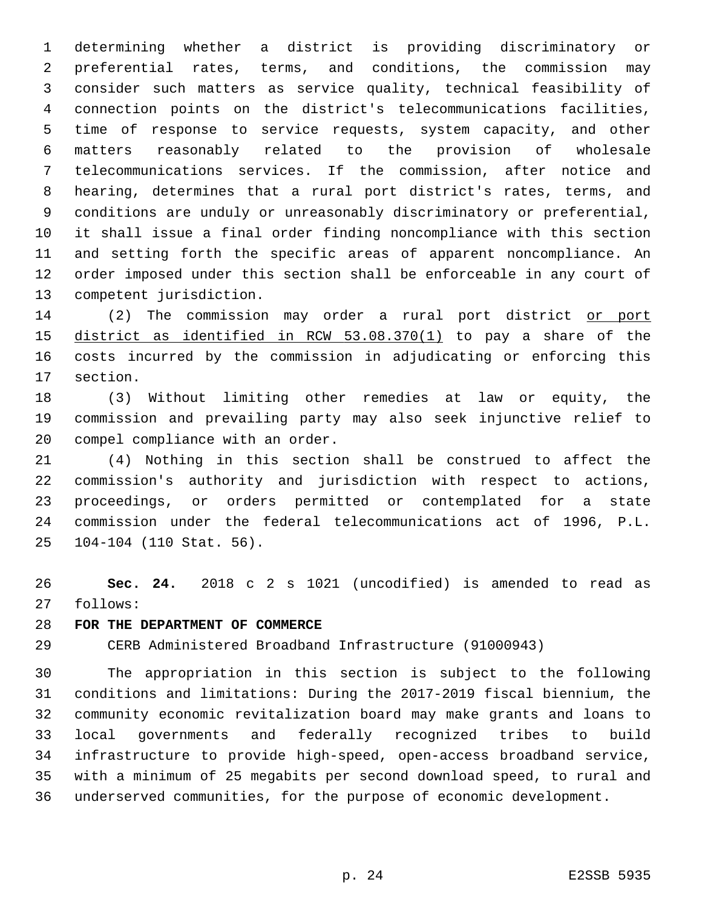determining whether a district is providing discriminatory or preferential rates, terms, and conditions, the commission may consider such matters as service quality, technical feasibility of connection points on the district's telecommunications facilities, time of response to service requests, system capacity, and other matters reasonably related to the provision of wholesale telecommunications services. If the commission, after notice and hearing, determines that a rural port district's rates, terms, and conditions are unduly or unreasonably discriminatory or preferential, it shall issue a final order finding noncompliance with this section and setting forth the specific areas of apparent noncompliance. An order imposed under this section shall be enforceable in any court of competent jurisdiction.

(2) The commission may order a rural port district <u>or port district as identified in RCW 53.08.370(1)</u> to pay a share of the costs incurred by the commission in adjudicating or enforcing this section.

(3) Without limiting other remedies at law or equity, the commission and prevailing party may also seek injunctive relief to compel compliance with an order.

(4) Nothing in this section shall be construed to affect the commission's authority and jurisdiction with respect to actions, proceedings, or orders permitted or contemplated for a state commission under the federal telecommunications act of 1996, P.L. 104-104 (110 Stat. 56).

**Sec. 24.** 2018 c 2 s 1021 (uncodified) is amended to read as follows:

**FOR THE DEPARTMENT OF COMMERCE**

CERB Administered Broadband Infrastructure (91000943)

The appropriation in this section is subject to the following conditions and limitations: During the 2017-2019 fiscal biennium, the community economic revitalization board may make grants and loans to local governments and federally recognized tribes to build infrastructure to provide high-speed, open-access broadband service, with a minimum of 25 megabits per second download speed, to rural and underserved communities, for the purpose of economic development.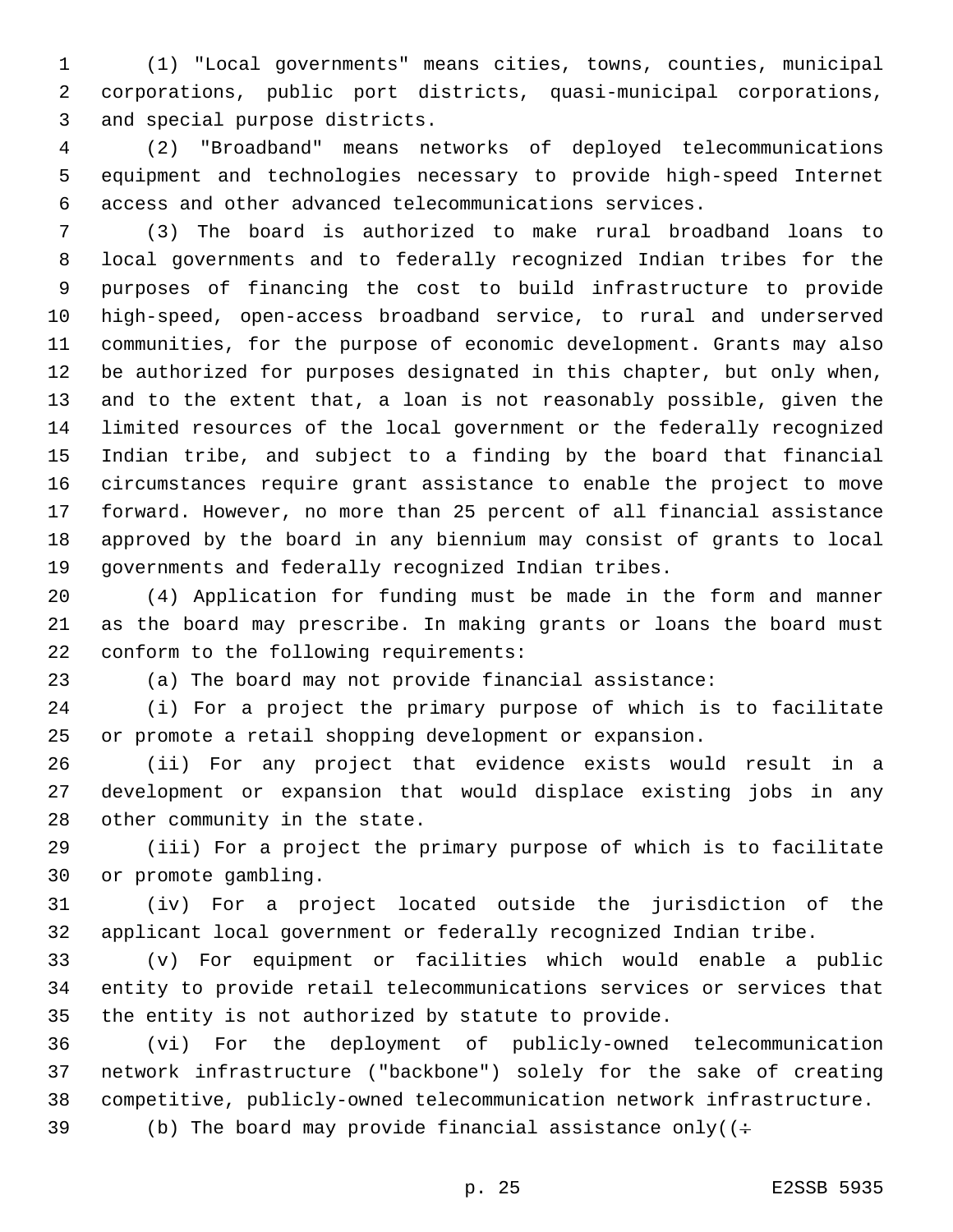(1) "Local governments" means cities, towns, counties, municipal corporations, public port districts, quasi-municipal corporations, and special purpose districts.

(2) "Broadband" means networks of deployed telecommunications equipment and technologies necessary to provide high-speed Internet access and other advanced telecommunications services.

(3) The board is authorized to make rural broadband loans to local governments and to federally recognized Indian tribes for the purposes of financing the cost to build infrastructure to provide high-speed, open-access broadband service, to rural and underserved communities, for the purpose of economic development. Grants may also be authorized for purposes designated in this chapter, but only when, and to the extent that, a loan is not reasonably possible, given the limited resources of the local government or the federally recognized Indian tribe, and subject to a finding by the board that financial circumstances require grant assistance to enable the project to move forward. However, no more than 25 percent of all financial assistance approved by the board in any biennium may consist of grants to local governments and federally recognized Indian tribes.

(4) Application for funding must be made in the form and manner as the board may prescribe. In making grants or loans the board must conform to the following requirements:

(a) The board may not provide financial assistance:

(i) For a project the primary purpose of which is to facilitate or promote a retail shopping development or expansion.

(ii) For any project that evidence exists would result in a development or expansion that would displace existing jobs in any other community in the state.

(iii) For a project the primary purpose of which is to facilitate or promote gambling.

(iv) For a project located outside the jurisdiction of the applicant local government or federally recognized Indian tribe.

(v) For equipment or facilities which would enable a public entity to provide retail telecommunications services or services that the entity is not authorized by statute to provide.

(vi) For the deployment of publicly-owned telecommunication network infrastructure ("backbone") solely for the sake of creating competitive, publicly-owned telecommunication network infrastructure.

(b) The board may provide financial assistance only((÷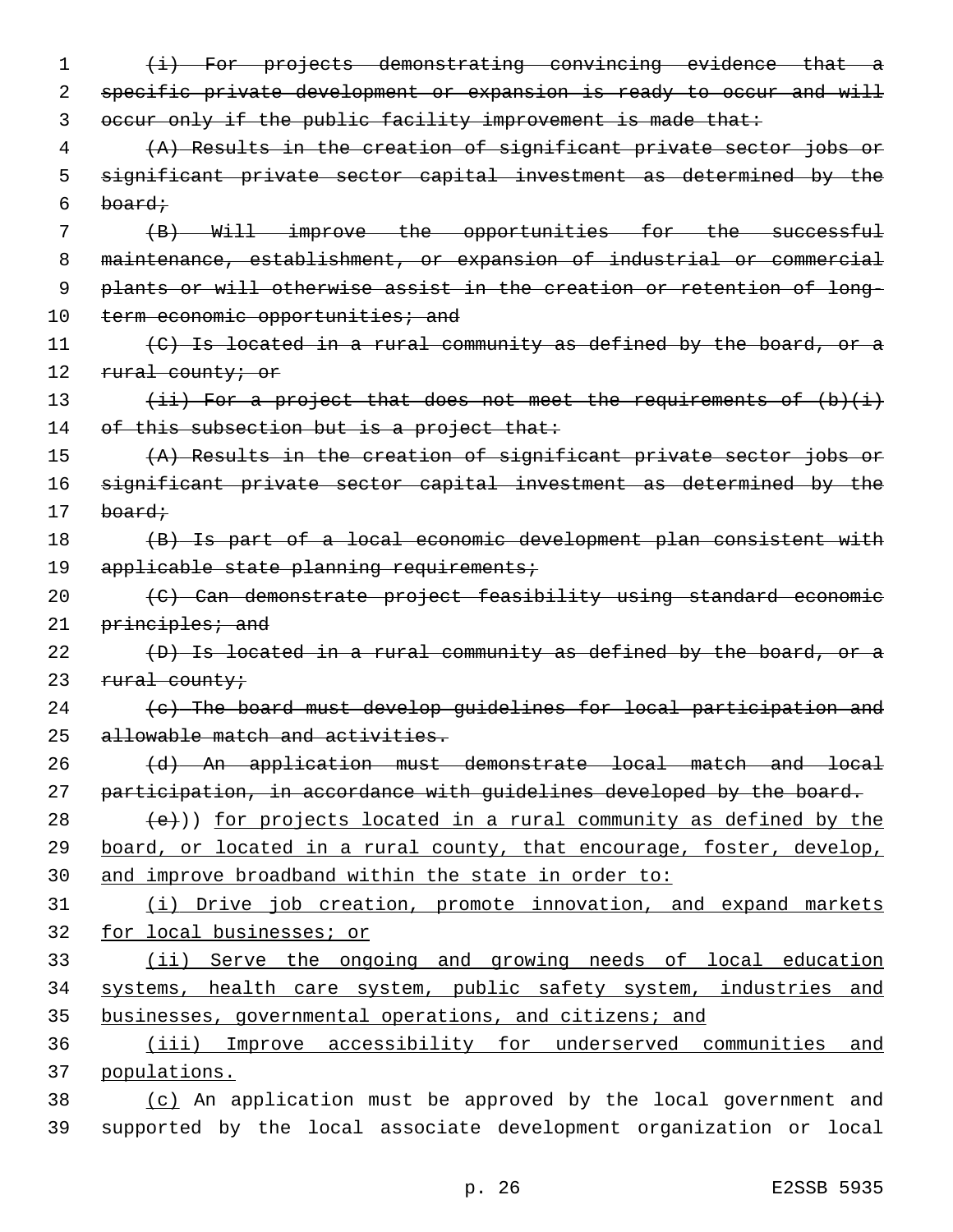~~(i) For projects demonstrating convincing evidence that a specific private development or expansion is ready to occur and will occur only if the public facility improvement is made that:~~

~~(A) Results in the creation of significant private sector jobs or significant private sector capital investment as determined by the board;~~

~~(B) Will improve the opportunities for the successful maintenance, establishment, or expansion of industrial or commercial plants or will otherwise assist in the creation or retention of long-term economic opportunities; and~~

~~(C) Is located in a rural community as defined by the board, or a rural county; or~~

~~(ii) For a project that does not meet the requirements of (b)(i) of this subsection but is a project that:~~

~~(A) Results in the creation of significant private sector jobs or significant private sector capital investment as determined by the board;~~

~~(B) Is part of a local economic development plan consistent with applicable state planning requirements;~~

~~(C) Can demonstrate project feasibility using standard economic principles; and~~

~~(D) Is located in a rural community as defined by the board, or a rural county;~~

~~(c) The board must develop guidelines for local participation and allowable match and activities.~~

~~(d) An application must demonstrate local match and local participation, in accordance with guidelines developed by the board.~~

~~(e)~~)) <u>for projects located in a rural community as defined by the board, or located in a rural county, that encourage, foster, develop, and improve broadband within the state in order to:</u>

<u>(i) Drive job creation, promote innovation, and expand markets for local businesses; or</u>

<u>(ii) Serve the ongoing and growing needs of local education systems, health care system, public safety system, industries and businesses, governmental operations, and citizens; and</u>

<u>(iii) Improve accessibility for underserved communities and populations.</u>

<u>(c)</u> An application must be approved by the local government and supported by the local associate development organization or local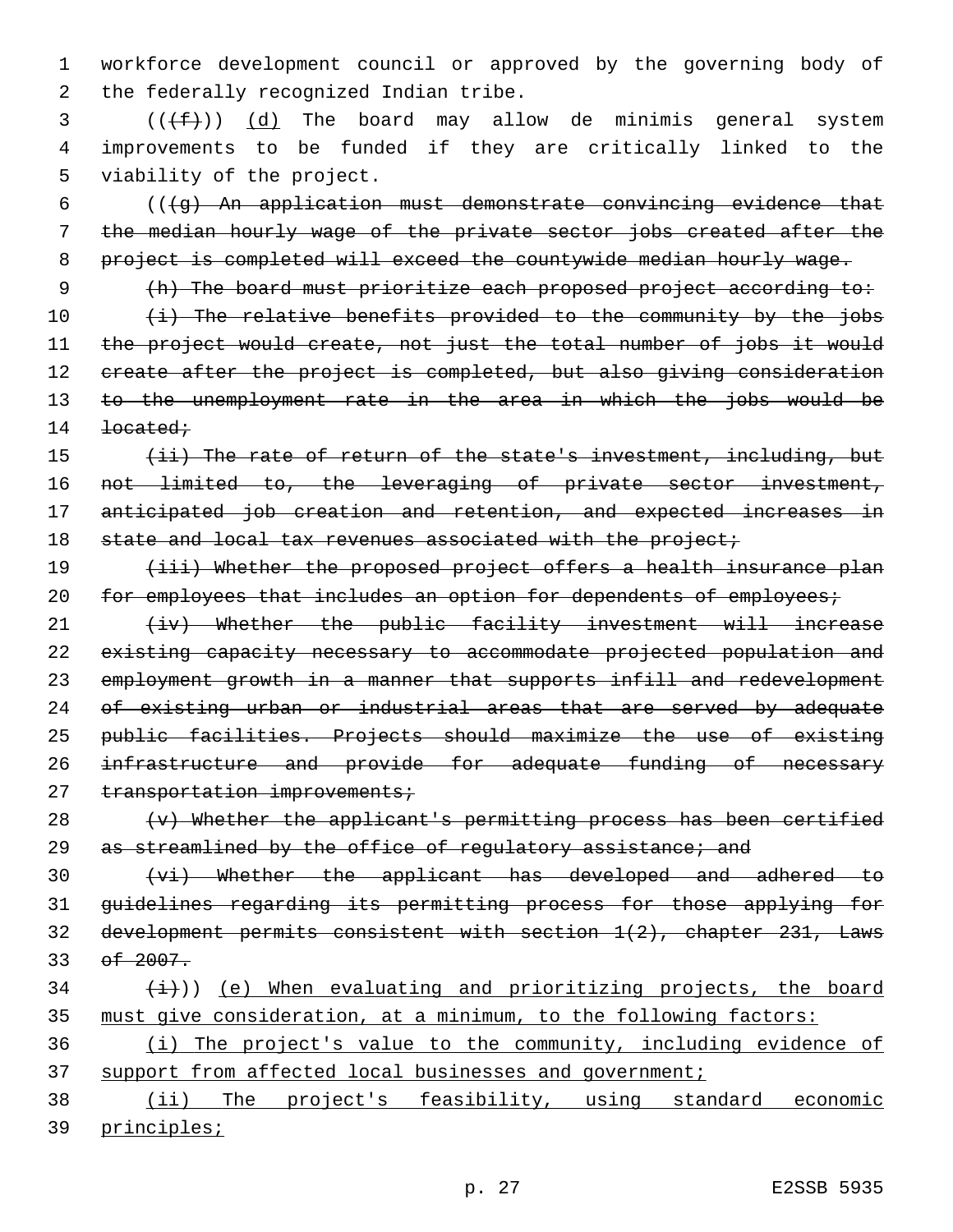workforce development council or approved by the governing body of the federally recognized Indian tribe.

((~~(f)~~)) (d) The board may allow de minimis general system improvements to be funded if they are critically linked to the viability of the project.

((~~(g) An application must demonstrate convincing evidence that the median hourly wage of the private sector jobs created after the project is completed will exceed the countywide median hourly wage.~~

~~(h) The board must prioritize each proposed project according to:~~

~~(i) The relative benefits provided to the community by the jobs the project would create, not just the total number of jobs it would create after the project is completed, but also giving consideration to the unemployment rate in the area in which the jobs would be located;~~

~~(ii) The rate of return of the state's investment, including, but not limited to, the leveraging of private sector investment, anticipated job creation and retention, and expected increases in state and local tax revenues associated with the project;~~

~~(iii) Whether the proposed project offers a health insurance plan for employees that includes an option for dependents of employees;~~

~~(iv) Whether the public facility investment will increase existing capacity necessary to accommodate projected population and employment growth in a manner that supports infill and redevelopment of existing urban or industrial areas that are served by adequate public facilities. Projects should maximize the use of existing infrastructure and provide for adequate funding of necessary transportation improvements;~~

~~(v) Whether the applicant's permitting process has been certified as streamlined by the office of regulatory assistance; and~~

~~(vi) Whether the applicant has developed and adhered to guidelines regarding its permitting process for those applying for development permits consistent with section 1(2), chapter 231, Laws of 2007.~~

~~(i)~~)) (e) When evaluating and prioritizing projects, the board must give consideration, at a minimum, to the following factors:

(i) The project's value to the community, including evidence of support from affected local businesses and government;

(ii) The project's feasibility, using standard economic principles;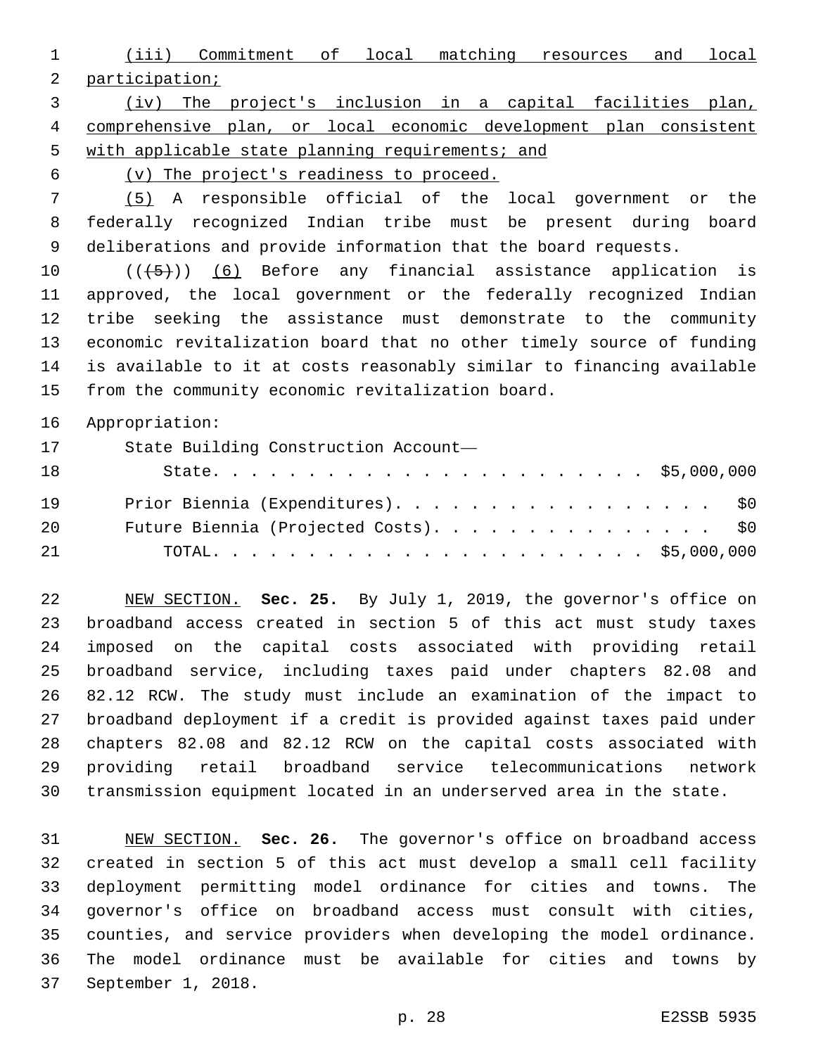(iii) Commitment of local matching resources and local participation;

(iv) The project's inclusion in a capital facilities plan, comprehensive plan, or local economic development plan consistent with applicable state planning requirements; and

(v) The project's readiness to proceed.

(5) A responsible official of the local government or the federally recognized Indian tribe must be present during board deliberations and provide information that the board requests.

(((5))) (6) Before any financial assistance application is approved, the local government or the federally recognized Indian tribe seeking the assistance must demonstrate to the community economic revitalization board that no other timely source of funding is available to it at costs reasonably similar to financing available from the community economic revitalization board.

Appropriation:

| | |
|---|---|
| State Building Construction Account—State | $5,000,000 |
| Prior Biennia (Expenditures) | $0 |
| Future Biennia (Projected Costs) | $0 |
| TOTAL | $5,000,000 |

NEW SECTION. **Sec. 25.** By July 1, 2019, the governor's office on broadband access created in section 5 of this act must study taxes imposed on the capital costs associated with providing retail broadband service, including taxes paid under chapters 82.08 and 82.12 RCW. The study must include an examination of the impact to broadband deployment if a credit is provided against taxes paid under chapters 82.08 and 82.12 RCW on the capital costs associated with providing retail broadband service telecommunications network transmission equipment located in an underserved area in the state.

NEW SECTION. **Sec. 26.** The governor's office on broadband access created in section 5 of this act must develop a small cell facility deployment permitting model ordinance for cities and towns. The governor's office on broadband access must consult with cities, counties, and service providers when developing the model ordinance. The model ordinance must be available for cities and towns by September 1, 2018.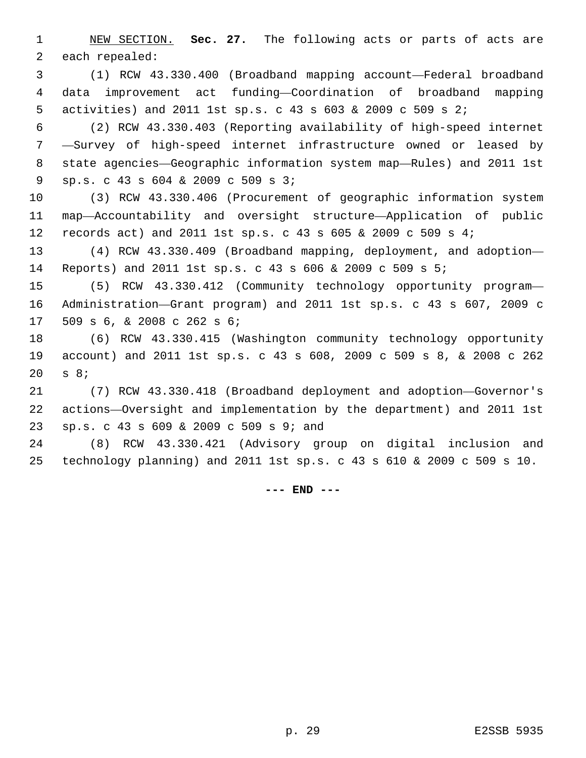NEW SECTION. **Sec. 27.** The following acts or parts of acts are each repealed:

(1) RCW 43.330.400 (Broadband mapping account—Federal broadband data improvement act funding—Coordination of broadband mapping activities) and 2011 1st sp.s. c 43 s 603 & 2009 c 509 s 2;

(2) RCW 43.330.403 (Reporting availability of high-speed internet—Survey of high-speed internet infrastructure owned or leased by state agencies—Geographic information system map—Rules) and 2011 1st sp.s. c 43 s 604 & 2009 c 509 s 3;

(3) RCW 43.330.406 (Procurement of geographic information system map—Accountability and oversight structure—Application of public records act) and 2011 1st sp.s. c 43 s 605 & 2009 c 509 s 4;

(4) RCW 43.330.409 (Broadband mapping, deployment, and adoption—Reports) and 2011 1st sp.s. c 43 s 606 & 2009 c 509 s 5;

(5) RCW 43.330.412 (Community technology opportunity program—Administration—Grant program) and 2011 1st sp.s. c 43 s 607, 2009 c 509 s 6, & 2008 c 262 s 6;

(6) RCW 43.330.415 (Washington community technology opportunity account) and 2011 1st sp.s. c 43 s 608, 2009 c 509 s 8, & 2008 c 262 s 8;

(7) RCW 43.330.418 (Broadband deployment and adoption—Governor's actions—Oversight and implementation by the department) and 2011 1st sp.s. c 43 s 609 & 2009 c 509 s 9; and

(8) RCW 43.330.421 (Advisory group on digital inclusion and technology planning) and 2011 1st sp.s. c 43 s 610 & 2009 c 509 s 10.

**--- END ---**